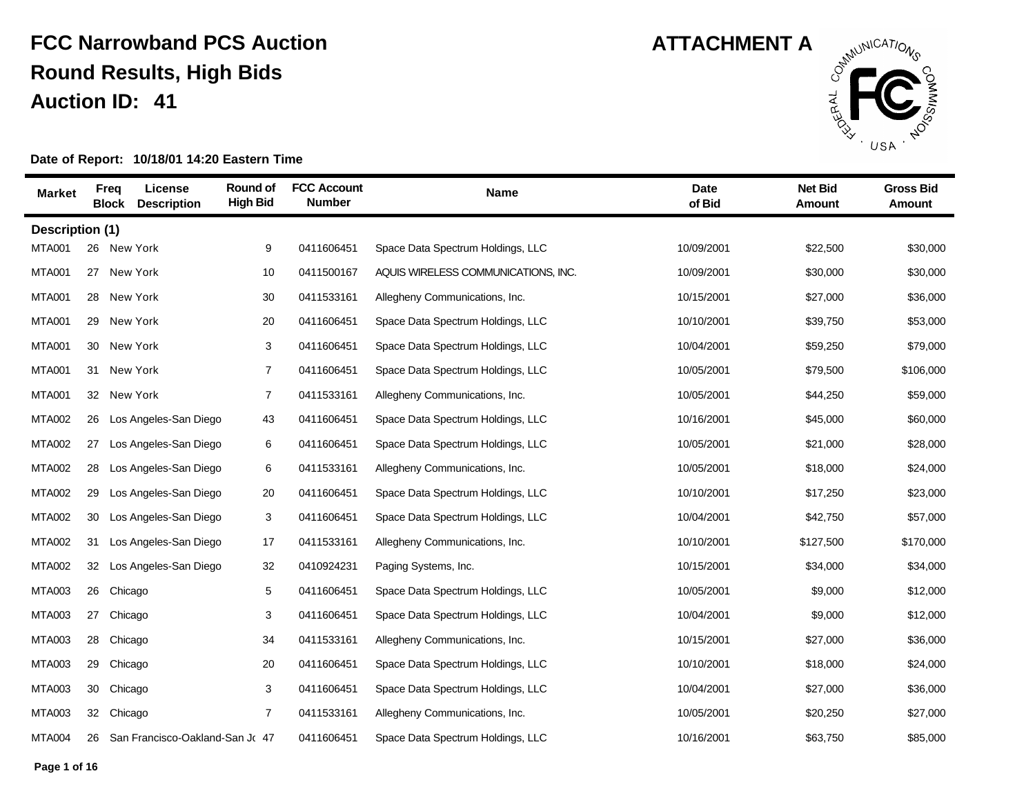# FCC Narrowband PCS Auction

## Round Results, High Bids

## Auction ID: 41

**ATTACHMENT A**

**Date of Report: 10/18/01 14:20 Eastern Time**

| Market | Freq Block | License Description | Round of High Bid | FCC Account Number | Name | Date of Bid | Net Bid Amount | Gross Bid Amount |
|---|---|---|---|---|---|---|---|---|
| **Description (1)** | | | | | | | | |
| MTA001 | 26 | New York | 9 | 0411606451 | Space Data Spectrum Holdings, LLC | 10/09/2001 | $22,500 | $30,000 |
| MTA001 | 27 | New York | 10 | 0411500167 | AQUIS WIRELESS COMMUNICATIONS, INC. | 10/09/2001 | $30,000 | $30,000 |
| MTA001 | 28 | New York | 30 | 0411533161 | Allegheny Communications, Inc. | 10/15/2001 | $27,000 | $36,000 |
| MTA001 | 29 | New York | 20 | 0411606451 | Space Data Spectrum Holdings, LLC | 10/10/2001 | $39,750 | $53,000 |
| MTA001 | 30 | New York | 3 | 0411606451 | Space Data Spectrum Holdings, LLC | 10/04/2001 | $59,250 | $79,000 |
| MTA001 | 31 | New York | 7 | 0411606451 | Space Data Spectrum Holdings, LLC | 10/05/2001 | $79,500 | $106,000 |
| MTA001 | 32 | New York | 7 | 0411533161 | Allegheny Communications, Inc. | 10/05/2001 | $44,250 | $59,000 |
| MTA002 | 26 | Los Angeles-San Diego | 43 | 0411606451 | Space Data Spectrum Holdings, LLC | 10/16/2001 | $45,000 | $60,000 |
| MTA002 | 27 | Los Angeles-San Diego | 6 | 0411606451 | Space Data Spectrum Holdings, LLC | 10/05/2001 | $21,000 | $28,000 |
| MTA002 | 28 | Los Angeles-San Diego | 6 | 0411533161 | Allegheny Communications, Inc. | 10/05/2001 | $18,000 | $24,000 |
| MTA002 | 29 | Los Angeles-San Diego | 20 | 0411606451 | Space Data Spectrum Holdings, LLC | 10/10/2001 | $17,250 | $23,000 |
| MTA002 | 30 | Los Angeles-San Diego | 3 | 0411606451 | Space Data Spectrum Holdings, LLC | 10/04/2001 | $42,750 | $57,000 |
| MTA002 | 31 | Los Angeles-San Diego | 17 | 0411533161 | Allegheny Communications, Inc. | 10/10/2001 | $127,500 | $170,000 |
| MTA002 | 32 | Los Angeles-San Diego | 32 | 0410924231 | Paging Systems, Inc. | 10/15/2001 | $34,000 | $34,000 |
| MTA003 | 26 | Chicago | 5 | 0411606451 | Space Data Spectrum Holdings, LLC | 10/05/2001 | $9,000 | $12,000 |
| MTA003 | 27 | Chicago | 3 | 0411606451 | Space Data Spectrum Holdings, LLC | 10/04/2001 | $9,000 | $12,000 |
| MTA003 | 28 | Chicago | 34 | 0411533161 | Allegheny Communications, Inc. | 10/15/2001 | $27,000 | $36,000 |
| MTA003 | 29 | Chicago | 20 | 0411606451 | Space Data Spectrum Holdings, LLC | 10/10/2001 | $18,000 | $24,000 |
| MTA003 | 30 | Chicago | 3 | 0411606451 | Space Data Spectrum Holdings, LLC | 10/04/2001 | $27,000 | $36,000 |
| MTA003 | 32 | Chicago | 7 | 0411533161 | Allegheny Communications, Inc. | 10/05/2001 | $20,250 | $27,000 |
| MTA004 | 26 | San Francisco-Oakland-San Jo | 47 | 0411606451 | Space Data Spectrum Holdings, LLC | 10/16/2001 | $63,750 | $85,000 |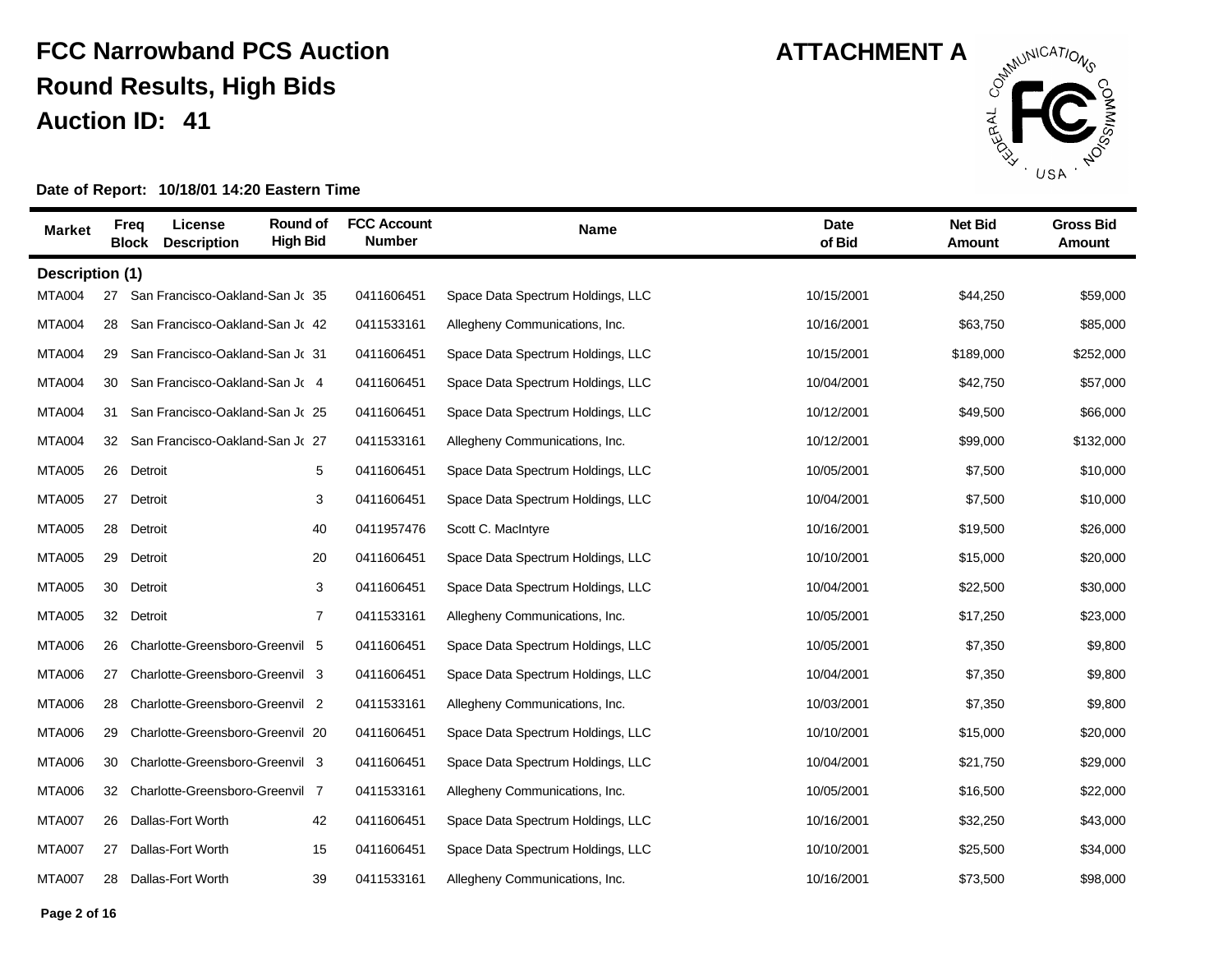# FCC Narrowband PCS Auction
## Round Results, High Bids
## Auction ID: 41

**ATTACHMENT A**

**Date of Report: 10/18/01 14:20 Eastern Time**

| Market | Freq Block | License Description | Round of High Bid | FCC Account Number | Name | Date of Bid | Net Bid Amount | Gross Bid Amount |
|---|---|---|---|---|---|---|---|---|
| **Description (1)** | | | | | | | | |
| MTA004 | 27 | San Francisco-Oakland-San Jo | 35 | 0411606451 | Space Data Spectrum Holdings, LLC | 10/15/2001 | $44,250 | $59,000 |
| MTA004 | 28 | San Francisco-Oakland-San Jo | 42 | 0411533161 | Allegheny Communications, Inc. | 10/16/2001 | $63,750 | $85,000 |
| MTA004 | 29 | San Francisco-Oakland-San Jo | 31 | 0411606451 | Space Data Spectrum Holdings, LLC | 10/15/2001 | $189,000 | $252,000 |
| MTA004 | 30 | San Francisco-Oakland-San Jo | 4 | 0411606451 | Space Data Spectrum Holdings, LLC | 10/04/2001 | $42,750 | $57,000 |
| MTA004 | 31 | San Francisco-Oakland-San Jo | 25 | 0411606451 | Space Data Spectrum Holdings, LLC | 10/12/2001 | $49,500 | $66,000 |
| MTA004 | 32 | San Francisco-Oakland-San Jo | 27 | 0411533161 | Allegheny Communications, Inc. | 10/12/2001 | $99,000 | $132,000 |
| MTA005 | 26 | Detroit | 5 | 0411606451 | Space Data Spectrum Holdings, LLC | 10/05/2001 | $7,500 | $10,000 |
| MTA005 | 27 | Detroit | 3 | 0411606451 | Space Data Spectrum Holdings, LLC | 10/04/2001 | $7,500 | $10,000 |
| MTA005 | 28 | Detroit | 40 | 0411957476 | Scott C. MacIntyre | 10/16/2001 | $19,500 | $26,000 |
| MTA005 | 29 | Detroit | 20 | 0411606451 | Space Data Spectrum Holdings, LLC | 10/10/2001 | $15,000 | $20,000 |
| MTA005 | 30 | Detroit | 3 | 0411606451 | Space Data Spectrum Holdings, LLC | 10/04/2001 | $22,500 | $30,000 |
| MTA005 | 32 | Detroit | 7 | 0411533161 | Allegheny Communications, Inc. | 10/05/2001 | $17,250 | $23,000 |
| MTA006 | 26 | Charlotte-Greensboro-Greenvil | 5 | 0411606451 | Space Data Spectrum Holdings, LLC | 10/05/2001 | $7,350 | $9,800 |
| MTA006 | 27 | Charlotte-Greensboro-Greenvil | 3 | 0411606451 | Space Data Spectrum Holdings, LLC | 10/04/2001 | $7,350 | $9,800 |
| MTA006 | 28 | Charlotte-Greensboro-Greenvil | 2 | 0411533161 | Allegheny Communications, Inc. | 10/03/2001 | $7,350 | $9,800 |
| MTA006 | 29 | Charlotte-Greensboro-Greenvil | 20 | 0411606451 | Space Data Spectrum Holdings, LLC | 10/10/2001 | $15,000 | $20,000 |
| MTA006 | 30 | Charlotte-Greensboro-Greenvil | 3 | 0411606451 | Space Data Spectrum Holdings, LLC | 10/04/2001 | $21,750 | $29,000 |
| MTA006 | 32 | Charlotte-Greensboro-Greenvil | 7 | 0411533161 | Allegheny Communications, Inc. | 10/05/2001 | $16,500 | $22,000 |
| MTA007 | 26 | Dallas-Fort Worth | 42 | 0411606451 | Space Data Spectrum Holdings, LLC | 10/16/2001 | $32,250 | $43,000 |
| MTA007 | 27 | Dallas-Fort Worth | 15 | 0411606451 | Space Data Spectrum Holdings, LLC | 10/10/2001 | $25,500 | $34,000 |
| MTA007 | 28 | Dallas-Fort Worth | 39 | 0411533161 | Allegheny Communications, Inc. | 10/16/2001 | $73,500 | $98,000 |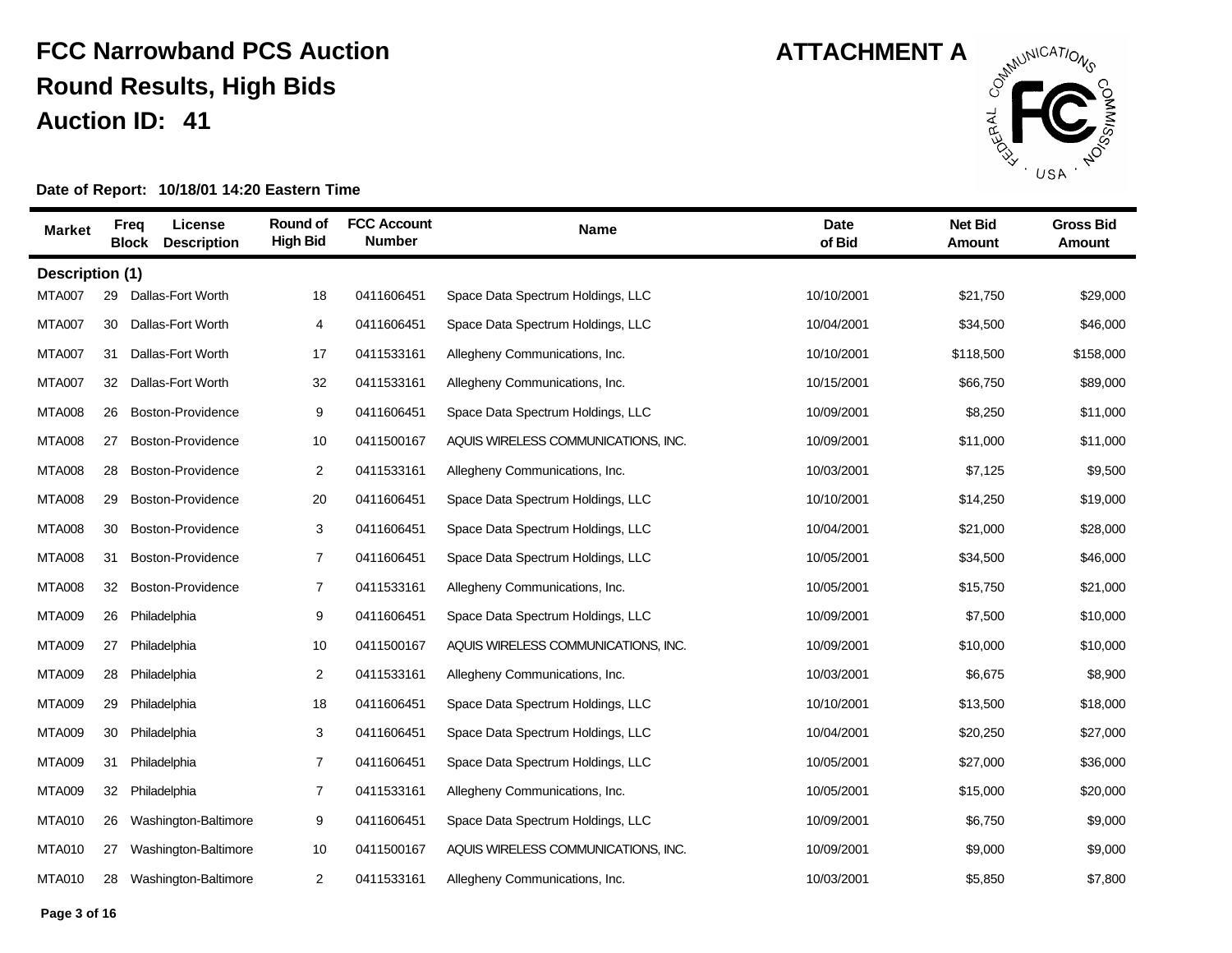# FCC Narrowband PCS Auction

## Round Results, High Bids

## Auction ID: 41

**ATTACHMENT A**

**Date of Report: 10/18/01 14:20 Eastern Time**

| Market | Freq Block | License Description | Round of High Bid | FCC Account Number | Name | Date of Bid | Net Bid Amount | Gross Bid Amount |
|---|---|---|---|---|---|---|---|---|
| **Description (1)** | | | | | | | | |
| MTA007 | 29 | Dallas-Fort Worth | 18 | 0411606451 | Space Data Spectrum Holdings, LLC | 10/10/2001 | $21,750 | $29,000 |
| MTA007 | 30 | Dallas-Fort Worth | 4 | 0411606451 | Space Data Spectrum Holdings, LLC | 10/04/2001 | $34,500 | $46,000 |
| MTA007 | 31 | Dallas-Fort Worth | 17 | 0411533161 | Allegheny Communications, Inc. | 10/10/2001 | $118,500 | $158,000 |
| MTA007 | 32 | Dallas-Fort Worth | 32 | 0411533161 | Allegheny Communications, Inc. | 10/15/2001 | $66,750 | $89,000 |
| MTA008 | 26 | Boston-Providence | 9 | 0411606451 | Space Data Spectrum Holdings, LLC | 10/09/2001 | $8,250 | $11,000 |
| MTA008 | 27 | Boston-Providence | 10 | 0411500167 | AQUIS WIRELESS COMMUNICATIONS, INC. | 10/09/2001 | $11,000 | $11,000 |
| MTA008 | 28 | Boston-Providence | 2 | 0411533161 | Allegheny Communications, Inc. | 10/03/2001 | $7,125 | $9,500 |
| MTA008 | 29 | Boston-Providence | 20 | 0411606451 | Space Data Spectrum Holdings, LLC | 10/10/2001 | $14,250 | $19,000 |
| MTA008 | 30 | Boston-Providence | 3 | 0411606451 | Space Data Spectrum Holdings, LLC | 10/04/2001 | $21,000 | $28,000 |
| MTA008 | 31 | Boston-Providence | 7 | 0411606451 | Space Data Spectrum Holdings, LLC | 10/05/2001 | $34,500 | $46,000 |
| MTA008 | 32 | Boston-Providence | 7 | 0411533161 | Allegheny Communications, Inc. | 10/05/2001 | $15,750 | $21,000 |
| MTA009 | 26 | Philadelphia | 9 | 0411606451 | Space Data Spectrum Holdings, LLC | 10/09/2001 | $7,500 | $10,000 |
| MTA009 | 27 | Philadelphia | 10 | 0411500167 | AQUIS WIRELESS COMMUNICATIONS, INC. | 10/09/2001 | $10,000 | $10,000 |
| MTA009 | 28 | Philadelphia | 2 | 0411533161 | Allegheny Communications, Inc. | 10/03/2001 | $6,675 | $8,900 |
| MTA009 | 29 | Philadelphia | 18 | 0411606451 | Space Data Spectrum Holdings, LLC | 10/10/2001 | $13,500 | $18,000 |
| MTA009 | 30 | Philadelphia | 3 | 0411606451 | Space Data Spectrum Holdings, LLC | 10/04/2001 | $20,250 | $27,000 |
| MTA009 | 31 | Philadelphia | 7 | 0411606451 | Space Data Spectrum Holdings, LLC | 10/05/2001 | $27,000 | $36,000 |
| MTA009 | 32 | Philadelphia | 7 | 0411533161 | Allegheny Communications, Inc. | 10/05/2001 | $15,000 | $20,000 |
| MTA010 | 26 | Washington-Baltimore | 9 | 0411606451 | Space Data Spectrum Holdings, LLC | 10/09/2001 | $6,750 | $9,000 |
| MTA010 | 27 | Washington-Baltimore | 10 | 0411500167 | AQUIS WIRELESS COMMUNICATIONS, INC. | 10/09/2001 | $9,000 | $9,000 |
| MTA010 | 28 | Washington-Baltimore | 2 | 0411533161 | Allegheny Communications, Inc. | 10/03/2001 | $5,850 | $7,800 |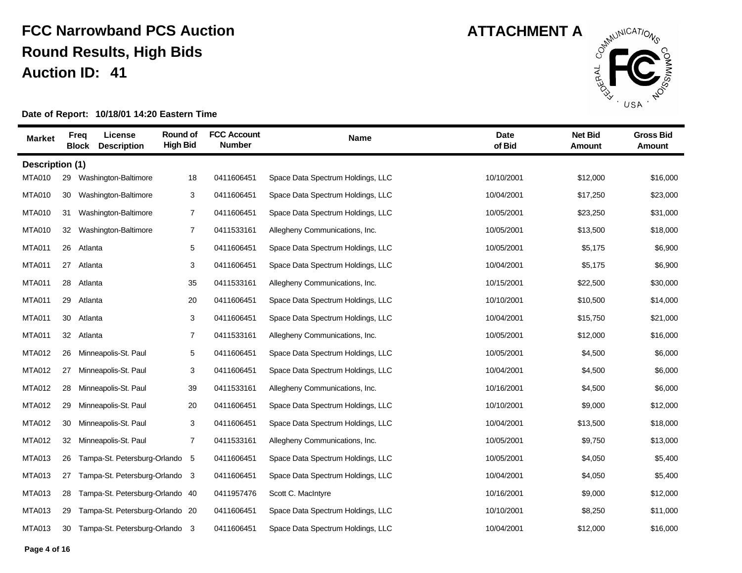# FCC Narrowband PCS Auction

## Round Results, High Bids

## Auction ID: 41

**ATTACHMENT A**

**Date of Report: 10/18/01 14:20 Eastern Time**

| Market | Freq Block | License Description | Round of High Bid | FCC Account Number | Name | Date of Bid | Net Bid Amount | Gross Bid Amount |
|---|---|---|---|---|---|---|---|---|
| **Description (1)** | | | | | | | | |
| MTA010 | 29 | Washington-Baltimore | 18 | 0411606451 | Space Data Spectrum Holdings, LLC | 10/10/2001 | $12,000 | $16,000 |
| MTA010 | 30 | Washington-Baltimore | 3 | 0411606451 | Space Data Spectrum Holdings, LLC | 10/04/2001 | $17,250 | $23,000 |
| MTA010 | 31 | Washington-Baltimore | 7 | 0411606451 | Space Data Spectrum Holdings, LLC | 10/05/2001 | $23,250 | $31,000 |
| MTA010 | 32 | Washington-Baltimore | 7 | 0411533161 | Allegheny Communications, Inc. | 10/05/2001 | $13,500 | $18,000 |
| MTA011 | 26 | Atlanta | 5 | 0411606451 | Space Data Spectrum Holdings, LLC | 10/05/2001 | $5,175 | $6,900 |
| MTA011 | 27 | Atlanta | 3 | 0411606451 | Space Data Spectrum Holdings, LLC | 10/04/2001 | $5,175 | $6,900 |
| MTA011 | 28 | Atlanta | 35 | 0411533161 | Allegheny Communications, Inc. | 10/15/2001 | $22,500 | $30,000 |
| MTA011 | 29 | Atlanta | 20 | 0411606451 | Space Data Spectrum Holdings, LLC | 10/10/2001 | $10,500 | $14,000 |
| MTA011 | 30 | Atlanta | 3 | 0411606451 | Space Data Spectrum Holdings, LLC | 10/04/2001 | $15,750 | $21,000 |
| MTA011 | 32 | Atlanta | 7 | 0411533161 | Allegheny Communications, Inc. | 10/05/2001 | $12,000 | $16,000 |
| MTA012 | 26 | Minneapolis-St. Paul | 5 | 0411606451 | Space Data Spectrum Holdings, LLC | 10/05/2001 | $4,500 | $6,000 |
| MTA012 | 27 | Minneapolis-St. Paul | 3 | 0411606451 | Space Data Spectrum Holdings, LLC | 10/04/2001 | $4,500 | $6,000 |
| MTA012 | 28 | Minneapolis-St. Paul | 39 | 0411533161 | Allegheny Communications, Inc. | 10/16/2001 | $4,500 | $6,000 |
| MTA012 | 29 | Minneapolis-St. Paul | 20 | 0411606451 | Space Data Spectrum Holdings, LLC | 10/10/2001 | $9,000 | $12,000 |
| MTA012 | 30 | Minneapolis-St. Paul | 3 | 0411606451 | Space Data Spectrum Holdings, LLC | 10/04/2001 | $13,500 | $18,000 |
| MTA012 | 32 | Minneapolis-St. Paul | 7 | 0411533161 | Allegheny Communications, Inc. | 10/05/2001 | $9,750 | $13,000 |
| MTA013 | 26 | Tampa-St. Petersburg-Orlando | 5 | 0411606451 | Space Data Spectrum Holdings, LLC | 10/05/2001 | $4,050 | $5,400 |
| MTA013 | 27 | Tampa-St. Petersburg-Orlando | 3 | 0411606451 | Space Data Spectrum Holdings, LLC | 10/04/2001 | $4,050 | $5,400 |
| MTA013 | 28 | Tampa-St. Petersburg-Orlando | 40 | 0411957476 | Scott C. MacIntyre | 10/16/2001 | $9,000 | $12,000 |
| MTA013 | 29 | Tampa-St. Petersburg-Orlando | 20 | 0411606451 | Space Data Spectrum Holdings, LLC | 10/10/2001 | $8,250 | $11,000 |
| MTA013 | 30 | Tampa-St. Petersburg-Orlando | 3 | 0411606451 | Space Data Spectrum Holdings, LLC | 10/04/2001 | $12,000 | $16,000 |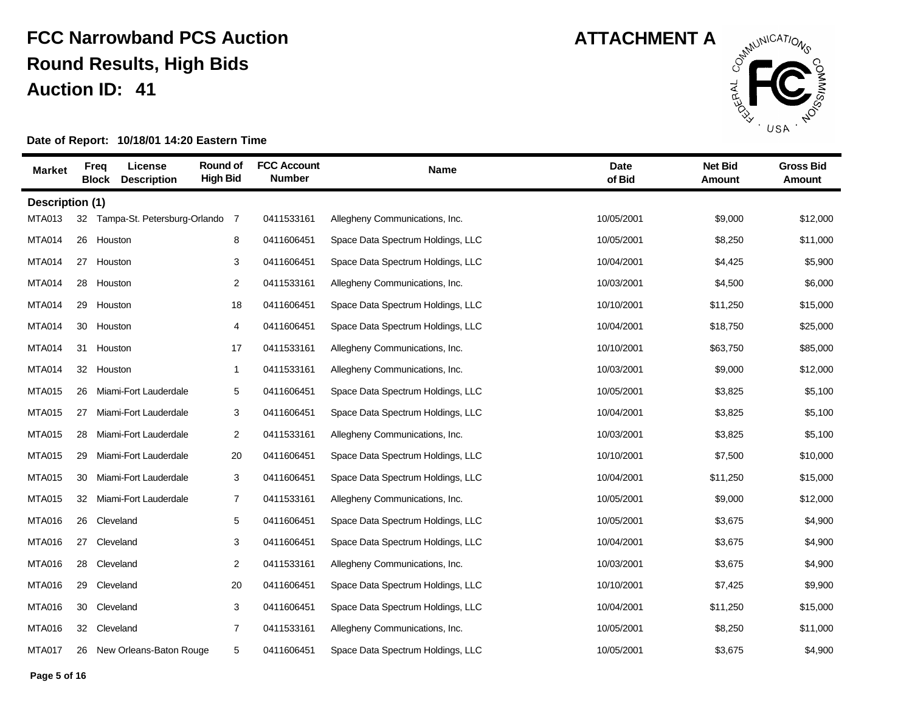# FCC Narrowband PCS Auction

## Round Results, High Bids

## Auction ID: 41

**ATTACHMENT A**

**Date of Report: 10/18/01 14:20 Eastern Time**

| Market | Freq Block | License Description | Round of High Bid | FCC Account Number | Name | Date of Bid | Net Bid Amount | Gross Bid Amount |
|---|---|---|---|---|---|---|---|---|
| **Description (1)** | | | | | | | | |
| MTA013 | 32 | Tampa-St. Petersburg-Orlando | 7 | 0411533161 | Allegheny Communications, Inc. | 10/05/2001 | $9,000 | $12,000 |
| MTA014 | 26 | Houston | 8 | 0411606451 | Space Data Spectrum Holdings, LLC | 10/05/2001 | $8,250 | $11,000 |
| MTA014 | 27 | Houston | 3 | 0411606451 | Space Data Spectrum Holdings, LLC | 10/04/2001 | $4,425 | $5,900 |
| MTA014 | 28 | Houston | 2 | 0411533161 | Allegheny Communications, Inc. | 10/03/2001 | $4,500 | $6,000 |
| MTA014 | 29 | Houston | 18 | 0411606451 | Space Data Spectrum Holdings, LLC | 10/10/2001 | $11,250 | $15,000 |
| MTA014 | 30 | Houston | 4 | 0411606451 | Space Data Spectrum Holdings, LLC | 10/04/2001 | $18,750 | $25,000 |
| MTA014 | 31 | Houston | 17 | 0411533161 | Allegheny Communications, Inc. | 10/10/2001 | $63,750 | $85,000 |
| MTA014 | 32 | Houston | 1 | 0411533161 | Allegheny Communications, Inc. | 10/03/2001 | $9,000 | $12,000 |
| MTA015 | 26 | Miami-Fort Lauderdale | 5 | 0411606451 | Space Data Spectrum Holdings, LLC | 10/05/2001 | $3,825 | $5,100 |
| MTA015 | 27 | Miami-Fort Lauderdale | 3 | 0411606451 | Space Data Spectrum Holdings, LLC | 10/04/2001 | $3,825 | $5,100 |
| MTA015 | 28 | Miami-Fort Lauderdale | 2 | 0411533161 | Allegheny Communications, Inc. | 10/03/2001 | $3,825 | $5,100 |
| MTA015 | 29 | Miami-Fort Lauderdale | 20 | 0411606451 | Space Data Spectrum Holdings, LLC | 10/10/2001 | $7,500 | $10,000 |
| MTA015 | 30 | Miami-Fort Lauderdale | 3 | 0411606451 | Space Data Spectrum Holdings, LLC | 10/04/2001 | $11,250 | $15,000 |
| MTA015 | 32 | Miami-Fort Lauderdale | 7 | 0411533161 | Allegheny Communications, Inc. | 10/05/2001 | $9,000 | $12,000 |
| MTA016 | 26 | Cleveland | 5 | 0411606451 | Space Data Spectrum Holdings, LLC | 10/05/2001 | $3,675 | $4,900 |
| MTA016 | 27 | Cleveland | 3 | 0411606451 | Space Data Spectrum Holdings, LLC | 10/04/2001 | $3,675 | $4,900 |
| MTA016 | 28 | Cleveland | 2 | 0411533161 | Allegheny Communications, Inc. | 10/03/2001 | $3,675 | $4,900 |
| MTA016 | 29 | Cleveland | 20 | 0411606451 | Space Data Spectrum Holdings, LLC | 10/10/2001 | $7,425 | $9,900 |
| MTA016 | 30 | Cleveland | 3 | 0411606451 | Space Data Spectrum Holdings, LLC | 10/04/2001 | $11,250 | $15,000 |
| MTA016 | 32 | Cleveland | 7 | 0411533161 | Allegheny Communications, Inc. | 10/05/2001 | $8,250 | $11,000 |
| MTA017 | 26 | New Orleans-Baton Rouge | 5 | 0411606451 | Space Data Spectrum Holdings, LLC | 10/05/2001 | $3,675 | $4,900 |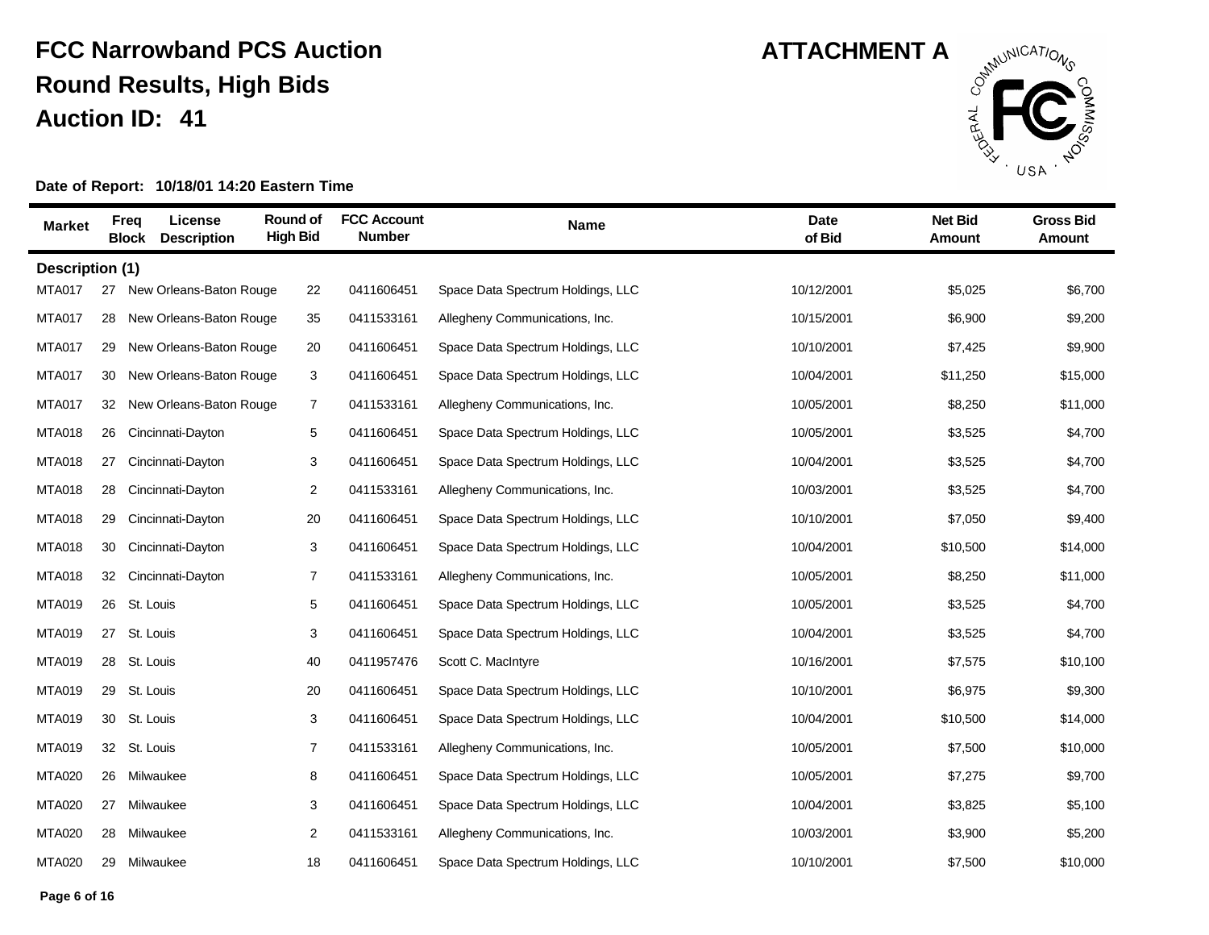# FCC Narrowband PCS Auction

## Round Results, High Bids

## Auction ID: 41

**ATTACHMENT A**

**Date of Report: 10/18/01 14:20 Eastern Time**

| Market | Freq Block | License Description | Round of High Bid | FCC Account Number | Name | Date of Bid | Net Bid Amount | Gross Bid Amount |
|---|---|---|---|---|---|---|---|---|
| **Description (1)** | | | | | | | | |
| MTA017 | 27 | New Orleans-Baton Rouge | 22 | 0411606451 | Space Data Spectrum Holdings, LLC | 10/12/2001 | $5,025 | $6,700 |
| MTA017 | 28 | New Orleans-Baton Rouge | 35 | 0411533161 | Allegheny Communications, Inc. | 10/15/2001 | $6,900 | $9,200 |
| MTA017 | 29 | New Orleans-Baton Rouge | 20 | 0411606451 | Space Data Spectrum Holdings, LLC | 10/10/2001 | $7,425 | $9,900 |
| MTA017 | 30 | New Orleans-Baton Rouge | 3 | 0411606451 | Space Data Spectrum Holdings, LLC | 10/04/2001 | $11,250 | $15,000 |
| MTA017 | 32 | New Orleans-Baton Rouge | 7 | 0411533161 | Allegheny Communications, Inc. | 10/05/2001 | $8,250 | $11,000 |
| MTA018 | 26 | Cincinnati-Dayton | 5 | 0411606451 | Space Data Spectrum Holdings, LLC | 10/05/2001 | $3,525 | $4,700 |
| MTA018 | 27 | Cincinnati-Dayton | 3 | 0411606451 | Space Data Spectrum Holdings, LLC | 10/04/2001 | $3,525 | $4,700 |
| MTA018 | 28 | Cincinnati-Dayton | 2 | 0411533161 | Allegheny Communications, Inc. | 10/03/2001 | $3,525 | $4,700 |
| MTA018 | 29 | Cincinnati-Dayton | 20 | 0411606451 | Space Data Spectrum Holdings, LLC | 10/10/2001 | $7,050 | $9,400 |
| MTA018 | 30 | Cincinnati-Dayton | 3 | 0411606451 | Space Data Spectrum Holdings, LLC | 10/04/2001 | $10,500 | $14,000 |
| MTA018 | 32 | Cincinnati-Dayton | 7 | 0411533161 | Allegheny Communications, Inc. | 10/05/2001 | $8,250 | $11,000 |
| MTA019 | 26 | St. Louis | 5 | 0411606451 | Space Data Spectrum Holdings, LLC | 10/05/2001 | $3,525 | $4,700 |
| MTA019 | 27 | St. Louis | 3 | 0411606451 | Space Data Spectrum Holdings, LLC | 10/04/2001 | $3,525 | $4,700 |
| MTA019 | 28 | St. Louis | 40 | 0411957476 | Scott C. MacIntyre | 10/16/2001 | $7,575 | $10,100 |
| MTA019 | 29 | St. Louis | 20 | 0411606451 | Space Data Spectrum Holdings, LLC | 10/10/2001 | $6,975 | $9,300 |
| MTA019 | 30 | St. Louis | 3 | 0411606451 | Space Data Spectrum Holdings, LLC | 10/04/2001 | $10,500 | $14,000 |
| MTA019 | 32 | St. Louis | 7 | 0411533161 | Allegheny Communications, Inc. | 10/05/2001 | $7,500 | $10,000 |
| MTA020 | 26 | Milwaukee | 8 | 0411606451 | Space Data Spectrum Holdings, LLC | 10/05/2001 | $7,275 | $9,700 |
| MTA020 | 27 | Milwaukee | 3 | 0411606451 | Space Data Spectrum Holdings, LLC | 10/04/2001 | $3,825 | $5,100 |
| MTA020 | 28 | Milwaukee | 2 | 0411533161 | Allegheny Communications, Inc. | 10/03/2001 | $3,900 | $5,200 |
| MTA020 | 29 | Milwaukee | 18 | 0411606451 | Space Data Spectrum Holdings, LLC | 10/10/2001 | $7,500 | $10,000 |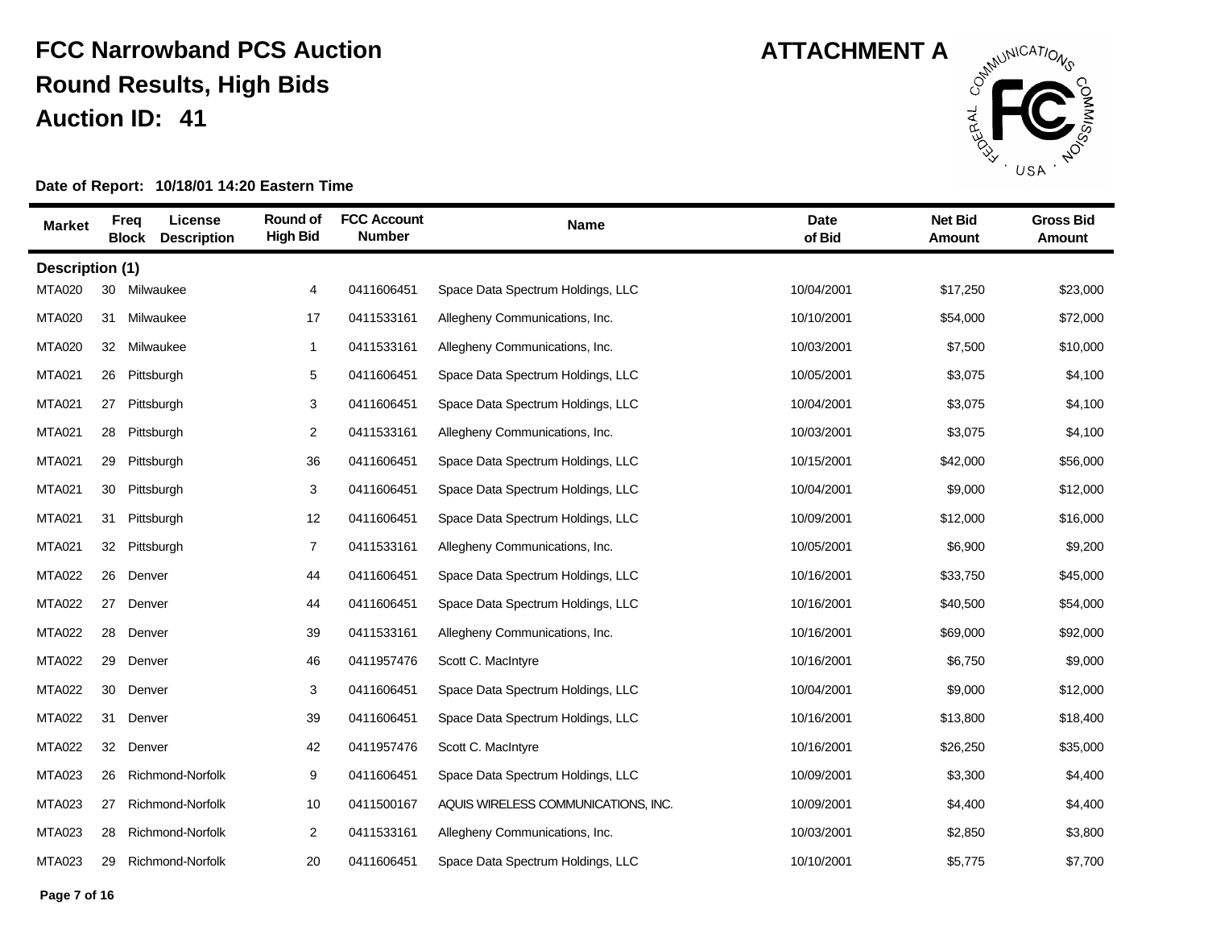# FCC Narrowband PCS Auction
## Round Results, High Bids
## Auction ID: 41

**ATTACHMENT A**

**Date of Report: 10/18/01 14:20 Eastern Time**

| Market | Freq Block | License Description | Round of High Bid | FCC Account Number | Name | Date of Bid | Net Bid Amount | Gross Bid Amount |
|---|---|---|---|---|---|---|---|---|
| **Description (1)** | | | | | | | | |
| MTA020 | 30 | Milwaukee | 4 | 0411606451 | Space Data Spectrum Holdings, LLC | 10/04/2001 | $17,250 | $23,000 |
| MTA020 | 31 | Milwaukee | 17 | 0411533161 | Allegheny Communications, Inc. | 10/10/2001 | $54,000 | $72,000 |
| MTA020 | 32 | Milwaukee | 1 | 0411533161 | Allegheny Communications, Inc. | 10/03/2001 | $7,500 | $10,000 |
| MTA021 | 26 | Pittsburgh | 5 | 0411606451 | Space Data Spectrum Holdings, LLC | 10/05/2001 | $3,075 | $4,100 |
| MTA021 | 27 | Pittsburgh | 3 | 0411606451 | Space Data Spectrum Holdings, LLC | 10/04/2001 | $3,075 | $4,100 |
| MTA021 | 28 | Pittsburgh | 2 | 0411533161 | Allegheny Communications, Inc. | 10/03/2001 | $3,075 | $4,100 |
| MTA021 | 29 | Pittsburgh | 36 | 0411606451 | Space Data Spectrum Holdings, LLC | 10/15/2001 | $42,000 | $56,000 |
| MTA021 | 30 | Pittsburgh | 3 | 0411606451 | Space Data Spectrum Holdings, LLC | 10/04/2001 | $9,000 | $12,000 |
| MTA021 | 31 | Pittsburgh | 12 | 0411606451 | Space Data Spectrum Holdings, LLC | 10/09/2001 | $12,000 | $16,000 |
| MTA021 | 32 | Pittsburgh | 7 | 0411533161 | Allegheny Communications, Inc. | 10/05/2001 | $6,900 | $9,200 |
| MTA022 | 26 | Denver | 44 | 0411606451 | Space Data Spectrum Holdings, LLC | 10/16/2001 | $33,750 | $45,000 |
| MTA022 | 27 | Denver | 44 | 0411606451 | Space Data Spectrum Holdings, LLC | 10/16/2001 | $40,500 | $54,000 |
| MTA022 | 28 | Denver | 39 | 0411533161 | Allegheny Communications, Inc. | 10/16/2001 | $69,000 | $92,000 |
| MTA022 | 29 | Denver | 46 | 0411957476 | Scott C. MacIntyre | 10/16/2001 | $6,750 | $9,000 |
| MTA022 | 30 | Denver | 3 | 0411606451 | Space Data Spectrum Holdings, LLC | 10/04/2001 | $9,000 | $12,000 |
| MTA022 | 31 | Denver | 39 | 0411606451 | Space Data Spectrum Holdings, LLC | 10/16/2001 | $13,800 | $18,400 |
| MTA022 | 32 | Denver | 42 | 0411957476 | Scott C. MacIntyre | 10/16/2001 | $26,250 | $35,000 |
| MTA023 | 26 | Richmond-Norfolk | 9 | 0411606451 | Space Data Spectrum Holdings, LLC | 10/09/2001 | $3,300 | $4,400 |
| MTA023 | 27 | Richmond-Norfolk | 10 | 0411500167 | AQUIS WIRELESS COMMUNICATIONS, INC. | 10/09/2001 | $4,400 | $4,400 |
| MTA023 | 28 | Richmond-Norfolk | 2 | 0411533161 | Allegheny Communications, Inc. | 10/03/2001 | $2,850 | $3,800 |
| MTA023 | 29 | Richmond-Norfolk | 20 | 0411606451 | Space Data Spectrum Holdings, LLC | 10/10/2001 | $5,775 | $7,700 |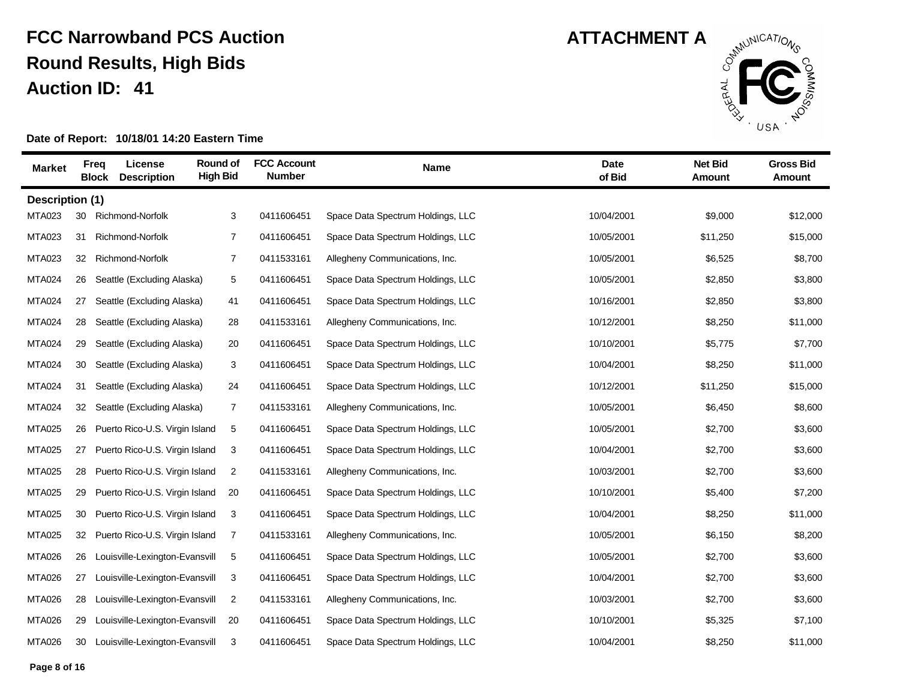# FCC Narrowband PCS Auction

## Round Results, High Bids

## Auction ID: 41

**ATTACHMENT A**

**Date of Report: 10/18/01 14:20 Eastern Time**

| Market | Freq Block | License Description | Round of High Bid | FCC Account Number | Name | Date of Bid | Net Bid Amount | Gross Bid Amount |
|---|---|---|---|---|---|---|---|---|
| **Description (1)** | | | | | | | | |
| MTA023 | 30 | Richmond-Norfolk | 3 | 0411606451 | Space Data Spectrum Holdings, LLC | 10/04/2001 | $9,000 | $12,000 |
| MTA023 | 31 | Richmond-Norfolk | 7 | 0411606451 | Space Data Spectrum Holdings, LLC | 10/05/2001 | $11,250 | $15,000 |
| MTA023 | 32 | Richmond-Norfolk | 7 | 0411533161 | Allegheny Communications, Inc. | 10/05/2001 | $6,525 | $8,700 |
| MTA024 | 26 | Seattle (Excluding Alaska) | 5 | 0411606451 | Space Data Spectrum Holdings, LLC | 10/05/2001 | $2,850 | $3,800 |
| MTA024 | 27 | Seattle (Excluding Alaska) | 41 | 0411606451 | Space Data Spectrum Holdings, LLC | 10/16/2001 | $2,850 | $3,800 |
| MTA024 | 28 | Seattle (Excluding Alaska) | 28 | 0411533161 | Allegheny Communications, Inc. | 10/12/2001 | $8,250 | $11,000 |
| MTA024 | 29 | Seattle (Excluding Alaska) | 20 | 0411606451 | Space Data Spectrum Holdings, LLC | 10/10/2001 | $5,775 | $7,700 |
| MTA024 | 30 | Seattle (Excluding Alaska) | 3 | 0411606451 | Space Data Spectrum Holdings, LLC | 10/04/2001 | $8,250 | $11,000 |
| MTA024 | 31 | Seattle (Excluding Alaska) | 24 | 0411606451 | Space Data Spectrum Holdings, LLC | 10/12/2001 | $11,250 | $15,000 |
| MTA024 | 32 | Seattle (Excluding Alaska) | 7 | 0411533161 | Allegheny Communications, Inc. | 10/05/2001 | $6,450 | $8,600 |
| MTA025 | 26 | Puerto Rico-U.S. Virgin Island | 5 | 0411606451 | Space Data Spectrum Holdings, LLC | 10/05/2001 | $2,700 | $3,600 |
| MTA025 | 27 | Puerto Rico-U.S. Virgin Island | 3 | 0411606451 | Space Data Spectrum Holdings, LLC | 10/04/2001 | $2,700 | $3,600 |
| MTA025 | 28 | Puerto Rico-U.S. Virgin Island | 2 | 0411533161 | Allegheny Communications, Inc. | 10/03/2001 | $2,700 | $3,600 |
| MTA025 | 29 | Puerto Rico-U.S. Virgin Island | 20 | 0411606451 | Space Data Spectrum Holdings, LLC | 10/10/2001 | $5,400 | $7,200 |
| MTA025 | 30 | Puerto Rico-U.S. Virgin Island | 3 | 0411606451 | Space Data Spectrum Holdings, LLC | 10/04/2001 | $8,250 | $11,000 |
| MTA025 | 32 | Puerto Rico-U.S. Virgin Island | 7 | 0411533161 | Allegheny Communications, Inc. | 10/05/2001 | $6,150 | $8,200 |
| MTA026 | 26 | Louisville-Lexington-Evansvill | 5 | 0411606451 | Space Data Spectrum Holdings, LLC | 10/05/2001 | $2,700 | $3,600 |
| MTA026 | 27 | Louisville-Lexington-Evansvill | 3 | 0411606451 | Space Data Spectrum Holdings, LLC | 10/04/2001 | $2,700 | $3,600 |
| MTA026 | 28 | Louisville-Lexington-Evansvill | 2 | 0411533161 | Allegheny Communications, Inc. | 10/03/2001 | $2,700 | $3,600 |
| MTA026 | 29 | Louisville-Lexington-Evansvill | 20 | 0411606451 | Space Data Spectrum Holdings, LLC | 10/10/2001 | $5,325 | $7,100 |
| MTA026 | 30 | Louisville-Lexington-Evansvill | 3 | 0411606451 | Space Data Spectrum Holdings, LLC | 10/04/2001 | $8,250 | $11,000 |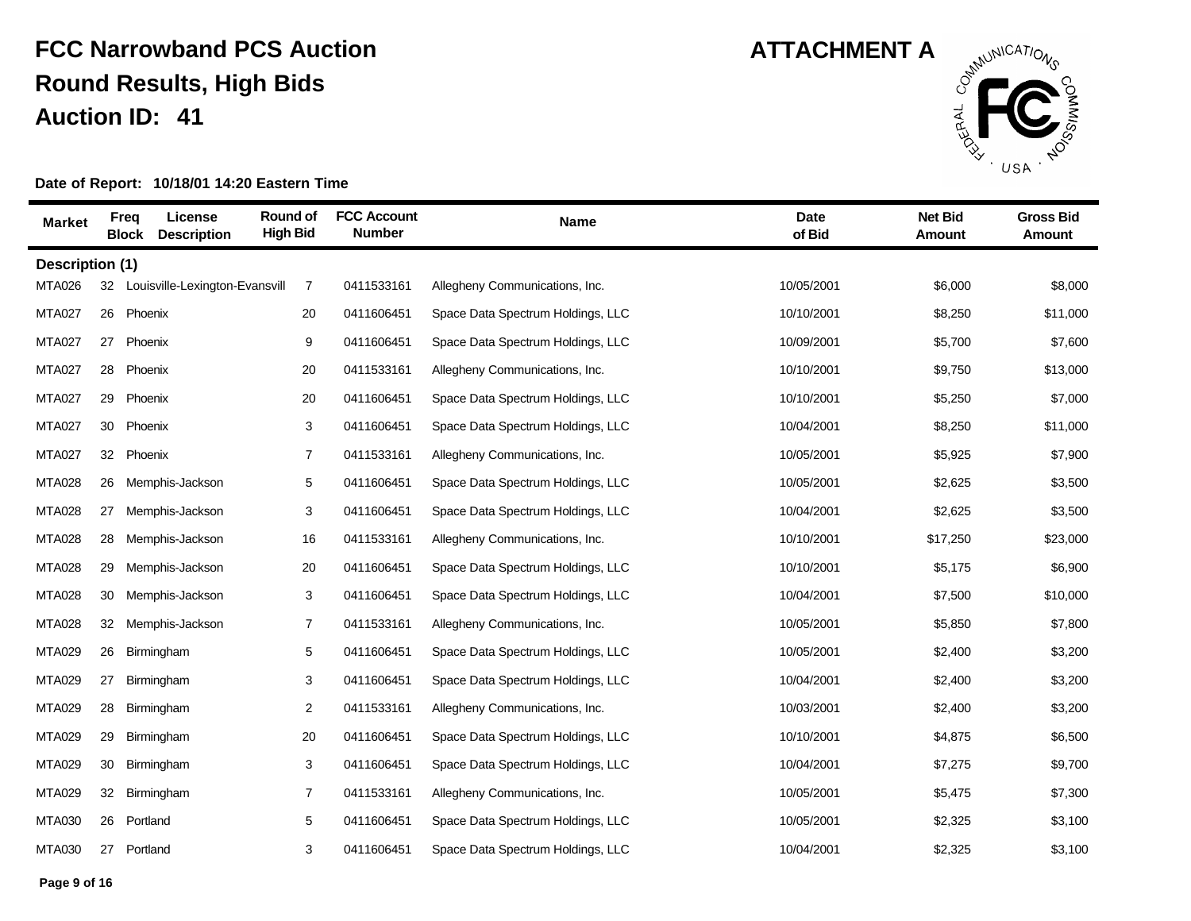# FCC Narrowband PCS Auction

## Round Results, High Bids

## Auction ID: 41

**ATTACHMENT A**

**Date of Report: 10/18/01 14:20 Eastern Time**

| Market | Freq Block | License Description | Round of High Bid | FCC Account Number | Name | Date of Bid | Net Bid Amount | Gross Bid Amount |
|---|---|---|---|---|---|---|---|---|
| **Description (1)** | | | | | | | | |
| MTA026 | 32 | Louisville-Lexington-Evansvill | 7 | 0411533161 | Allegheny Communications, Inc. | 10/05/2001 | $6,000 | $8,000 |
| MTA027 | 26 | Phoenix | 20 | 0411606451 | Space Data Spectrum Holdings, LLC | 10/10/2001 | $8,250 | $11,000 |
| MTA027 | 27 | Phoenix | 9 | 0411606451 | Space Data Spectrum Holdings, LLC | 10/09/2001 | $5,700 | $7,600 |
| MTA027 | 28 | Phoenix | 20 | 0411533161 | Allegheny Communications, Inc. | 10/10/2001 | $9,750 | $13,000 |
| MTA027 | 29 | Phoenix | 20 | 0411606451 | Space Data Spectrum Holdings, LLC | 10/10/2001 | $5,250 | $7,000 |
| MTA027 | 30 | Phoenix | 3 | 0411606451 | Space Data Spectrum Holdings, LLC | 10/04/2001 | $8,250 | $11,000 |
| MTA027 | 32 | Phoenix | 7 | 0411533161 | Allegheny Communications, Inc. | 10/05/2001 | $5,925 | $7,900 |
| MTA028 | 26 | Memphis-Jackson | 5 | 0411606451 | Space Data Spectrum Holdings, LLC | 10/05/2001 | $2,625 | $3,500 |
| MTA028 | 27 | Memphis-Jackson | 3 | 0411606451 | Space Data Spectrum Holdings, LLC | 10/04/2001 | $2,625 | $3,500 |
| MTA028 | 28 | Memphis-Jackson | 16 | 0411533161 | Allegheny Communications, Inc. | 10/10/2001 | $17,250 | $23,000 |
| MTA028 | 29 | Memphis-Jackson | 20 | 0411606451 | Space Data Spectrum Holdings, LLC | 10/10/2001 | $5,175 | $6,900 |
| MTA028 | 30 | Memphis-Jackson | 3 | 0411606451 | Space Data Spectrum Holdings, LLC | 10/04/2001 | $7,500 | $10,000 |
| MTA028 | 32 | Memphis-Jackson | 7 | 0411533161 | Allegheny Communications, Inc. | 10/05/2001 | $5,850 | $7,800 |
| MTA029 | 26 | Birmingham | 5 | 0411606451 | Space Data Spectrum Holdings, LLC | 10/05/2001 | $2,400 | $3,200 |
| MTA029 | 27 | Birmingham | 3 | 0411606451 | Space Data Spectrum Holdings, LLC | 10/04/2001 | $2,400 | $3,200 |
| MTA029 | 28 | Birmingham | 2 | 0411533161 | Allegheny Communications, Inc. | 10/03/2001 | $2,400 | $3,200 |
| MTA029 | 29 | Birmingham | 20 | 0411606451 | Space Data Spectrum Holdings, LLC | 10/10/2001 | $4,875 | $6,500 |
| MTA029 | 30 | Birmingham | 3 | 0411606451 | Space Data Spectrum Holdings, LLC | 10/04/2001 | $7,275 | $9,700 |
| MTA029 | 32 | Birmingham | 7 | 0411533161 | Allegheny Communications, Inc. | 10/05/2001 | $5,475 | $7,300 |
| MTA030 | 26 | Portland | 5 | 0411606451 | Space Data Spectrum Holdings, LLC | 10/05/2001 | $2,325 | $3,100 |
| MTA030 | 27 | Portland | 3 | 0411606451 | Space Data Spectrum Holdings, LLC | 10/04/2001 | $2,325 | $3,100 |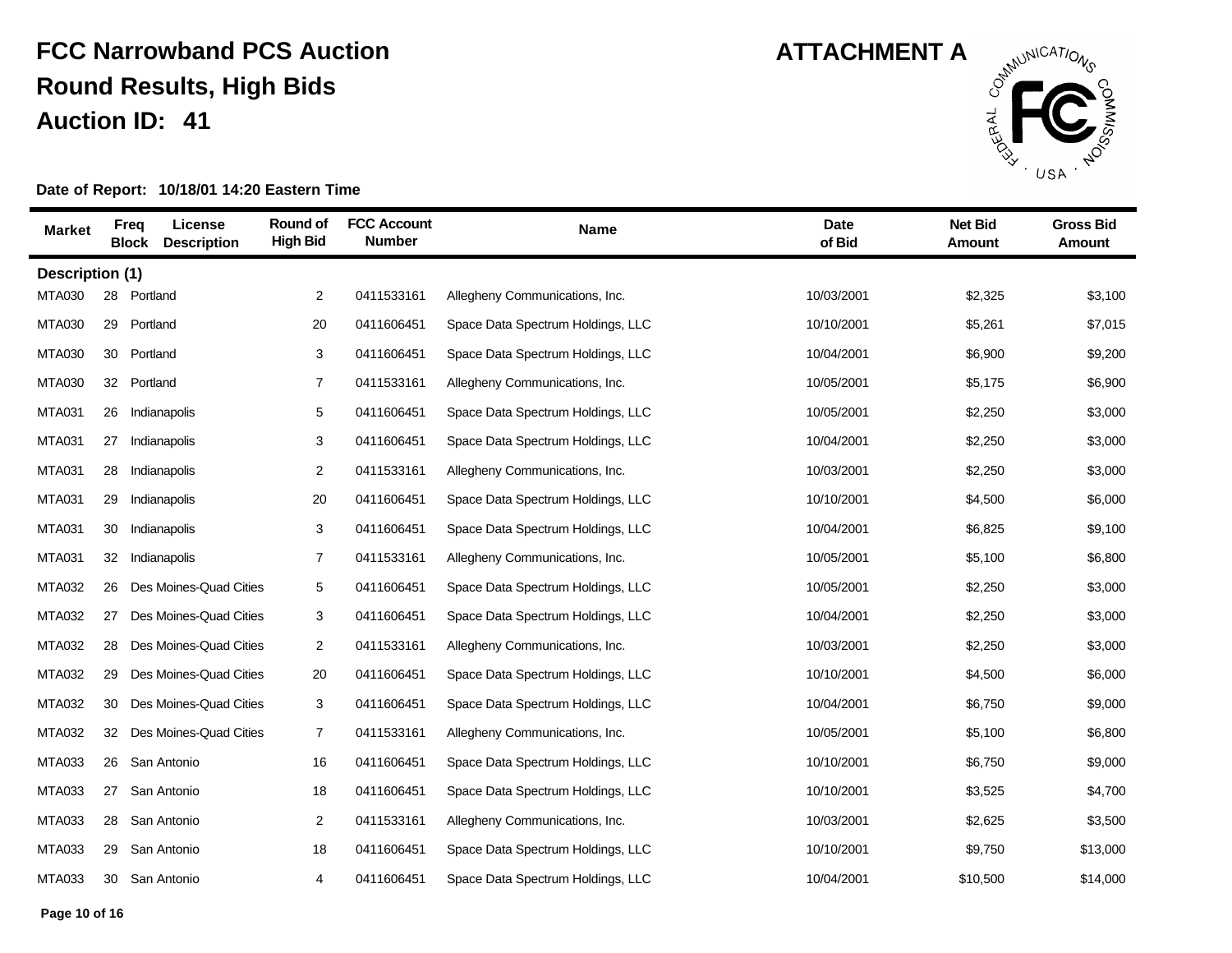# FCC Narrowband PCS Auction
## Round Results, High Bids
## Auction ID: 41

**ATTACHMENT A**

**Date of Report: 10/18/01 14:20 Eastern Time**

| Market | Freq Block | License Description | Round of High Bid | FCC Account Number | Name | Date of Bid | Net Bid Amount | Gross Bid Amount |
|---|---|---|---|---|---|---|---|---|
| **Description (1)** | | | | | | | | |
| MTA030 | 28 | Portland | 2 | 0411533161 | Allegheny Communications, Inc. | 10/03/2001 | $2,325 | $3,100 |
| MTA030 | 29 | Portland | 20 | 0411606451 | Space Data Spectrum Holdings, LLC | 10/10/2001 | $5,261 | $7,015 |
| MTA030 | 30 | Portland | 3 | 0411606451 | Space Data Spectrum Holdings, LLC | 10/04/2001 | $6,900 | $9,200 |
| MTA030 | 32 | Portland | 7 | 0411533161 | Allegheny Communications, Inc. | 10/05/2001 | $5,175 | $6,900 |
| MTA031 | 26 | Indianapolis | 5 | 0411606451 | Space Data Spectrum Holdings, LLC | 10/05/2001 | $2,250 | $3,000 |
| MTA031 | 27 | Indianapolis | 3 | 0411606451 | Space Data Spectrum Holdings, LLC | 10/04/2001 | $2,250 | $3,000 |
| MTA031 | 28 | Indianapolis | 2 | 0411533161 | Allegheny Communications, Inc. | 10/03/2001 | $2,250 | $3,000 |
| MTA031 | 29 | Indianapolis | 20 | 0411606451 | Space Data Spectrum Holdings, LLC | 10/10/2001 | $4,500 | $6,000 |
| MTA031 | 30 | Indianapolis | 3 | 0411606451 | Space Data Spectrum Holdings, LLC | 10/04/2001 | $6,825 | $9,100 |
| MTA031 | 32 | Indianapolis | 7 | 0411533161 | Allegheny Communications, Inc. | 10/05/2001 | $5,100 | $6,800 |
| MTA032 | 26 | Des Moines-Quad Cities | 5 | 0411606451 | Space Data Spectrum Holdings, LLC | 10/05/2001 | $2,250 | $3,000 |
| MTA032 | 27 | Des Moines-Quad Cities | 3 | 0411606451 | Space Data Spectrum Holdings, LLC | 10/04/2001 | $2,250 | $3,000 |
| MTA032 | 28 | Des Moines-Quad Cities | 2 | 0411533161 | Allegheny Communications, Inc. | 10/03/2001 | $2,250 | $3,000 |
| MTA032 | 29 | Des Moines-Quad Cities | 20 | 0411606451 | Space Data Spectrum Holdings, LLC | 10/10/2001 | $4,500 | $6,000 |
| MTA032 | 30 | Des Moines-Quad Cities | 3 | 0411606451 | Space Data Spectrum Holdings, LLC | 10/04/2001 | $6,750 | $9,000 |
| MTA032 | 32 | Des Moines-Quad Cities | 7 | 0411533161 | Allegheny Communications, Inc. | 10/05/2001 | $5,100 | $6,800 |
| MTA033 | 26 | San Antonio | 16 | 0411606451 | Space Data Spectrum Holdings, LLC | 10/10/2001 | $6,750 | $9,000 |
| MTA033 | 27 | San Antonio | 18 | 0411606451 | Space Data Spectrum Holdings, LLC | 10/10/2001 | $3,525 | $4,700 |
| MTA033 | 28 | San Antonio | 2 | 0411533161 | Allegheny Communications, Inc. | 10/03/2001 | $2,625 | $3,500 |
| MTA033 | 29 | San Antonio | 18 | 0411606451 | Space Data Spectrum Holdings, LLC | 10/10/2001 | $9,750 | $13,000 |
| MTA033 | 30 | San Antonio | 4 | 0411606451 | Space Data Spectrum Holdings, LLC | 10/04/2001 | $10,500 | $14,000 |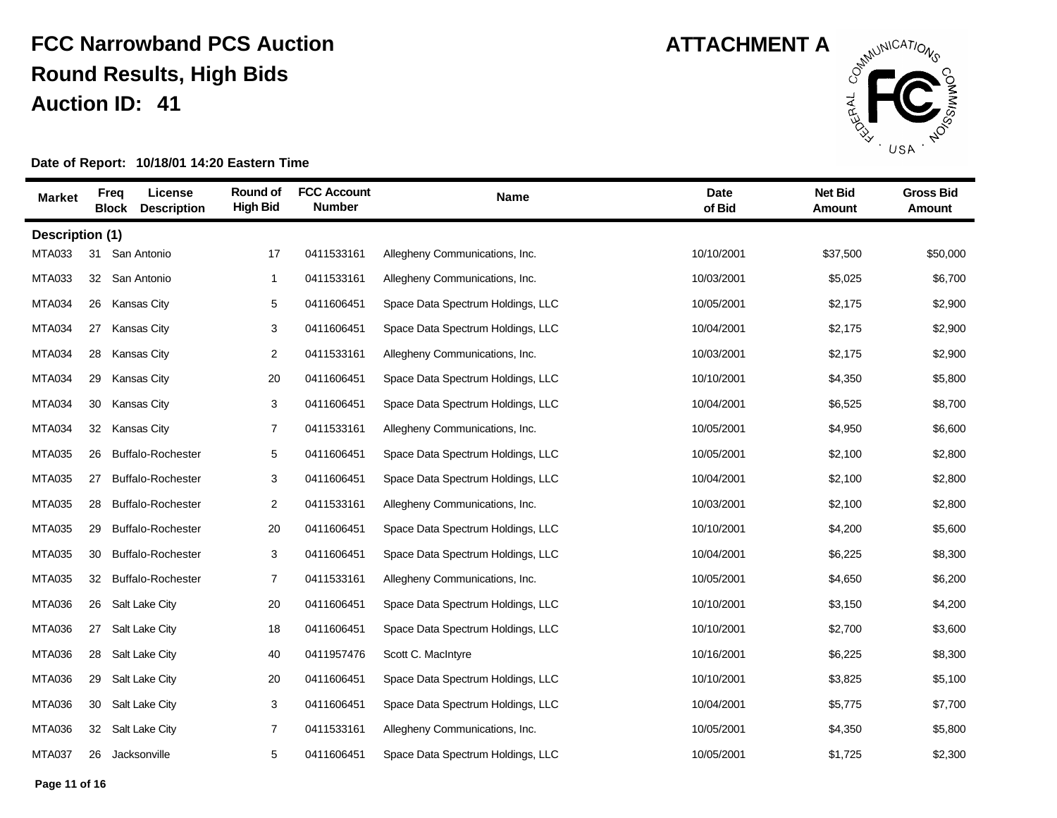# FCC Narrowband PCS Auction

## Round Results, High Bids

## Auction ID: 41

**ATTACHMENT A**

**Date of Report: 10/18/01 14:20 Eastern Time**

| Market | Freq Block | License Description | Round of High Bid | FCC Account Number | Name | Date of Bid | Net Bid Amount | Gross Bid Amount |
|---|---|---|---|---|---|---|---|---|
| **Description (1)** | | | | | | | | |
| MTA033 | 31 | San Antonio | 17 | 0411533161 | Allegheny Communications, Inc. | 10/10/2001 | $37,500 | $50,000 |
| MTA033 | 32 | San Antonio | 1 | 0411533161 | Allegheny Communications, Inc. | 10/03/2001 | $5,025 | $6,700 |
| MTA034 | 26 | Kansas City | 5 | 0411606451 | Space Data Spectrum Holdings, LLC | 10/05/2001 | $2,175 | $2,900 |
| MTA034 | 27 | Kansas City | 3 | 0411606451 | Space Data Spectrum Holdings, LLC | 10/04/2001 | $2,175 | $2,900 |
| MTA034 | 28 | Kansas City | 2 | 0411533161 | Allegheny Communications, Inc. | 10/03/2001 | $2,175 | $2,900 |
| MTA034 | 29 | Kansas City | 20 | 0411606451 | Space Data Spectrum Holdings, LLC | 10/10/2001 | $4,350 | $5,800 |
| MTA034 | 30 | Kansas City | 3 | 0411606451 | Space Data Spectrum Holdings, LLC | 10/04/2001 | $6,525 | $8,700 |
| MTA034 | 32 | Kansas City | 7 | 0411533161 | Allegheny Communications, Inc. | 10/05/2001 | $4,950 | $6,600 |
| MTA035 | 26 | Buffalo-Rochester | 5 | 0411606451 | Space Data Spectrum Holdings, LLC | 10/05/2001 | $2,100 | $2,800 |
| MTA035 | 27 | Buffalo-Rochester | 3 | 0411606451 | Space Data Spectrum Holdings, LLC | 10/04/2001 | $2,100 | $2,800 |
| MTA035 | 28 | Buffalo-Rochester | 2 | 0411533161 | Allegheny Communications, Inc. | 10/03/2001 | $2,100 | $2,800 |
| MTA035 | 29 | Buffalo-Rochester | 20 | 0411606451 | Space Data Spectrum Holdings, LLC | 10/10/2001 | $4,200 | $5,600 |
| MTA035 | 30 | Buffalo-Rochester | 3 | 0411606451 | Space Data Spectrum Holdings, LLC | 10/04/2001 | $6,225 | $8,300 |
| MTA035 | 32 | Buffalo-Rochester | 7 | 0411533161 | Allegheny Communications, Inc. | 10/05/2001 | $4,650 | $6,200 |
| MTA036 | 26 | Salt Lake City | 20 | 0411606451 | Space Data Spectrum Holdings, LLC | 10/10/2001 | $3,150 | $4,200 |
| MTA036 | 27 | Salt Lake City | 18 | 0411606451 | Space Data Spectrum Holdings, LLC | 10/10/2001 | $2,700 | $3,600 |
| MTA036 | 28 | Salt Lake City | 40 | 0411957476 | Scott C. MacIntyre | 10/16/2001 | $6,225 | $8,300 |
| MTA036 | 29 | Salt Lake City | 20 | 0411606451 | Space Data Spectrum Holdings, LLC | 10/10/2001 | $3,825 | $5,100 |
| MTA036 | 30 | Salt Lake City | 3 | 0411606451 | Space Data Spectrum Holdings, LLC | 10/04/2001 | $5,775 | $7,700 |
| MTA036 | 32 | Salt Lake City | 7 | 0411533161 | Allegheny Communications, Inc. | 10/05/2001 | $4,350 | $5,800 |
| MTA037 | 26 | Jacksonville | 5 | 0411606451 | Space Data Spectrum Holdings, LLC | 10/05/2001 | $1,725 | $2,300 |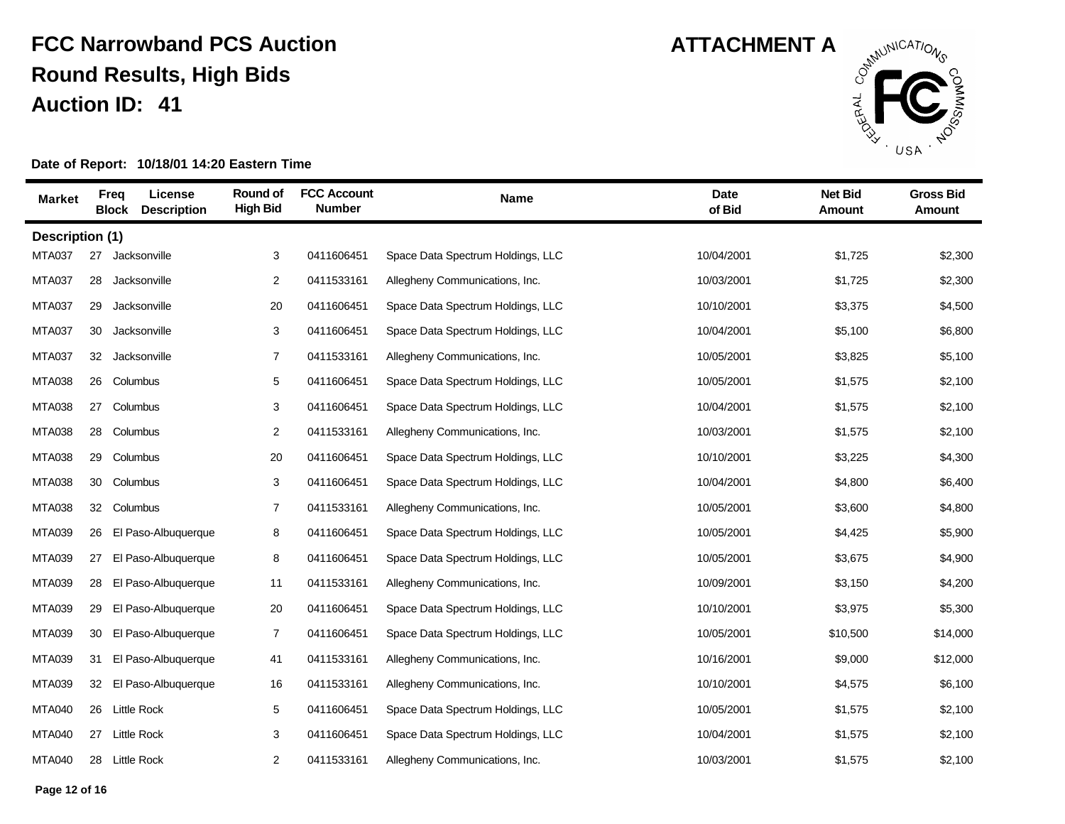# FCC Narrowband PCS Auction
## Round Results, High Bids
## Auction ID: 41

**ATTACHMENT A**

**Date of Report: 10/18/01 14:20 Eastern Time**

| Market | Freq Block | License Description | Round of High Bid | FCC Account Number | Name | Date of Bid | Net Bid Amount | Gross Bid Amount |
|---|---|---|---|---|---|---|---|---|
| **Description (1)** | | | | | | | | |
| MTA037 | 27 | Jacksonville | 3 | 0411606451 | Space Data Spectrum Holdings, LLC | 10/04/2001 | $1,725 | $2,300 |
| MTA037 | 28 | Jacksonville | 2 | 0411533161 | Allegheny Communications, Inc. | 10/03/2001 | $1,725 | $2,300 |
| MTA037 | 29 | Jacksonville | 20 | 0411606451 | Space Data Spectrum Holdings, LLC | 10/10/2001 | $3,375 | $4,500 |
| MTA037 | 30 | Jacksonville | 3 | 0411606451 | Space Data Spectrum Holdings, LLC | 10/04/2001 | $5,100 | $6,800 |
| MTA037 | 32 | Jacksonville | 7 | 0411533161 | Allegheny Communications, Inc. | 10/05/2001 | $3,825 | $5,100 |
| MTA038 | 26 | Columbus | 5 | 0411606451 | Space Data Spectrum Holdings, LLC | 10/05/2001 | $1,575 | $2,100 |
| MTA038 | 27 | Columbus | 3 | 0411606451 | Space Data Spectrum Holdings, LLC | 10/04/2001 | $1,575 | $2,100 |
| MTA038 | 28 | Columbus | 2 | 0411533161 | Allegheny Communications, Inc. | 10/03/2001 | $1,575 | $2,100 |
| MTA038 | 29 | Columbus | 20 | 0411606451 | Space Data Spectrum Holdings, LLC | 10/10/2001 | $3,225 | $4,300 |
| MTA038 | 30 | Columbus | 3 | 0411606451 | Space Data Spectrum Holdings, LLC | 10/04/2001 | $4,800 | $6,400 |
| MTA038 | 32 | Columbus | 7 | 0411533161 | Allegheny Communications, Inc. | 10/05/2001 | $3,600 | $4,800 |
| MTA039 | 26 | El Paso-Albuquerque | 8 | 0411606451 | Space Data Spectrum Holdings, LLC | 10/05/2001 | $4,425 | $5,900 |
| MTA039 | 27 | El Paso-Albuquerque | 8 | 0411606451 | Space Data Spectrum Holdings, LLC | 10/05/2001 | $3,675 | $4,900 |
| MTA039 | 28 | El Paso-Albuquerque | 11 | 0411533161 | Allegheny Communications, Inc. | 10/09/2001 | $3,150 | $4,200 |
| MTA039 | 29 | El Paso-Albuquerque | 20 | 0411606451 | Space Data Spectrum Holdings, LLC | 10/10/2001 | $3,975 | $5,300 |
| MTA039 | 30 | El Paso-Albuquerque | 7 | 0411606451 | Space Data Spectrum Holdings, LLC | 10/05/2001 | $10,500 | $14,000 |
| MTA039 | 31 | El Paso-Albuquerque | 41 | 0411533161 | Allegheny Communications, Inc. | 10/16/2001 | $9,000 | $12,000 |
| MTA039 | 32 | El Paso-Albuquerque | 16 | 0411533161 | Allegheny Communications, Inc. | 10/10/2001 | $4,575 | $6,100 |
| MTA040 | 26 | Little Rock | 5 | 0411606451 | Space Data Spectrum Holdings, LLC | 10/05/2001 | $1,575 | $2,100 |
| MTA040 | 27 | Little Rock | 3 | 0411606451 | Space Data Spectrum Holdings, LLC | 10/04/2001 | $1,575 | $2,100 |
| MTA040 | 28 | Little Rock | 2 | 0411533161 | Allegheny Communications, Inc. | 10/03/2001 | $1,575 | $2,100 |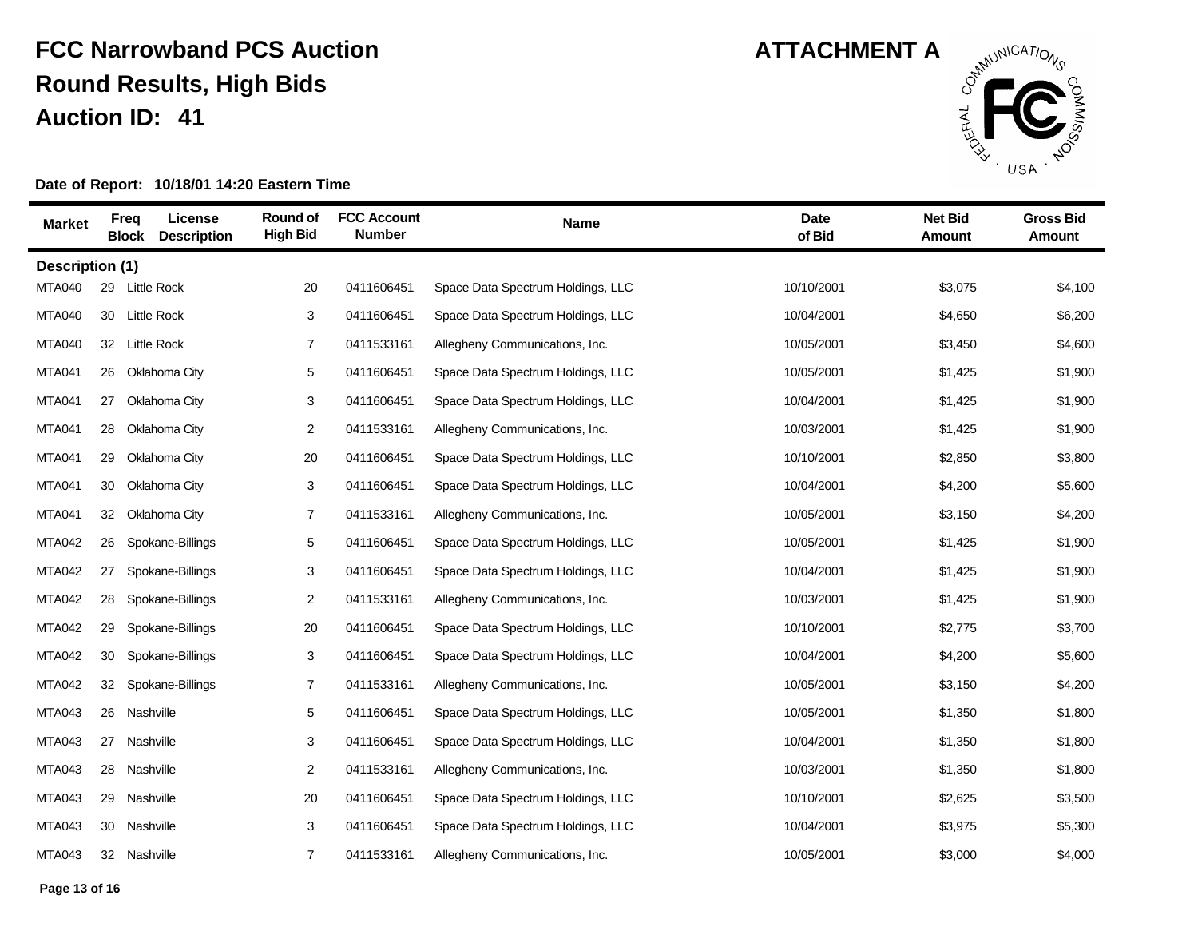# FCC Narrowband PCS Auction

## Round Results, High Bids

## Auction ID: 41

**ATTACHMENT A**

**Date of Report: 10/18/01 14:20 Eastern Time**

| Market | Freq Block | License Description | Round of High Bid | FCC Account Number | Name | Date of Bid | Net Bid Amount | Gross Bid Amount |
|---|---|---|---|---|---|---|---|---|
| **Description (1)** | | | | | | | | |
| MTA040 | 29 | Little Rock | 20 | 0411606451 | Space Data Spectrum Holdings, LLC | 10/10/2001 | $3,075 | $4,100 |
| MTA040 | 30 | Little Rock | 3 | 0411606451 | Space Data Spectrum Holdings, LLC | 10/04/2001 | $4,650 | $6,200 |
| MTA040 | 32 | Little Rock | 7 | 0411533161 | Allegheny Communications, Inc. | 10/05/2001 | $3,450 | $4,600 |
| MTA041 | 26 | Oklahoma City | 5 | 0411606451 | Space Data Spectrum Holdings, LLC | 10/05/2001 | $1,425 | $1,900 |
| MTA041 | 27 | Oklahoma City | 3 | 0411606451 | Space Data Spectrum Holdings, LLC | 10/04/2001 | $1,425 | $1,900 |
| MTA041 | 28 | Oklahoma City | 2 | 0411533161 | Allegheny Communications, Inc. | 10/03/2001 | $1,425 | $1,900 |
| MTA041 | 29 | Oklahoma City | 20 | 0411606451 | Space Data Spectrum Holdings, LLC | 10/10/2001 | $2,850 | $3,800 |
| MTA041 | 30 | Oklahoma City | 3 | 0411606451 | Space Data Spectrum Holdings, LLC | 10/04/2001 | $4,200 | $5,600 |
| MTA041 | 32 | Oklahoma City | 7 | 0411533161 | Allegheny Communications, Inc. | 10/05/2001 | $3,150 | $4,200 |
| MTA042 | 26 | Spokane-Billings | 5 | 0411606451 | Space Data Spectrum Holdings, LLC | 10/05/2001 | $1,425 | $1,900 |
| MTA042 | 27 | Spokane-Billings | 3 | 0411606451 | Space Data Spectrum Holdings, LLC | 10/04/2001 | $1,425 | $1,900 |
| MTA042 | 28 | Spokane-Billings | 2 | 0411533161 | Allegheny Communications, Inc. | 10/03/2001 | $1,425 | $1,900 |
| MTA042 | 29 | Spokane-Billings | 20 | 0411606451 | Space Data Spectrum Holdings, LLC | 10/10/2001 | $2,775 | $3,700 |
| MTA042 | 30 | Spokane-Billings | 3 | 0411606451 | Space Data Spectrum Holdings, LLC | 10/04/2001 | $4,200 | $5,600 |
| MTA042 | 32 | Spokane-Billings | 7 | 0411533161 | Allegheny Communications, Inc. | 10/05/2001 | $3,150 | $4,200 |
| MTA043 | 26 | Nashville | 5 | 0411606451 | Space Data Spectrum Holdings, LLC | 10/05/2001 | $1,350 | $1,800 |
| MTA043 | 27 | Nashville | 3 | 0411606451 | Space Data Spectrum Holdings, LLC | 10/04/2001 | $1,350 | $1,800 |
| MTA043 | 28 | Nashville | 2 | 0411533161 | Allegheny Communications, Inc. | 10/03/2001 | $1,350 | $1,800 |
| MTA043 | 29 | Nashville | 20 | 0411606451 | Space Data Spectrum Holdings, LLC | 10/10/2001 | $2,625 | $3,500 |
| MTA043 | 30 | Nashville | 3 | 0411606451 | Space Data Spectrum Holdings, LLC | 10/04/2001 | $3,975 | $5,300 |
| MTA043 | 32 | Nashville | 7 | 0411533161 | Allegheny Communications, Inc. | 10/05/2001 | $3,000 | $4,000 |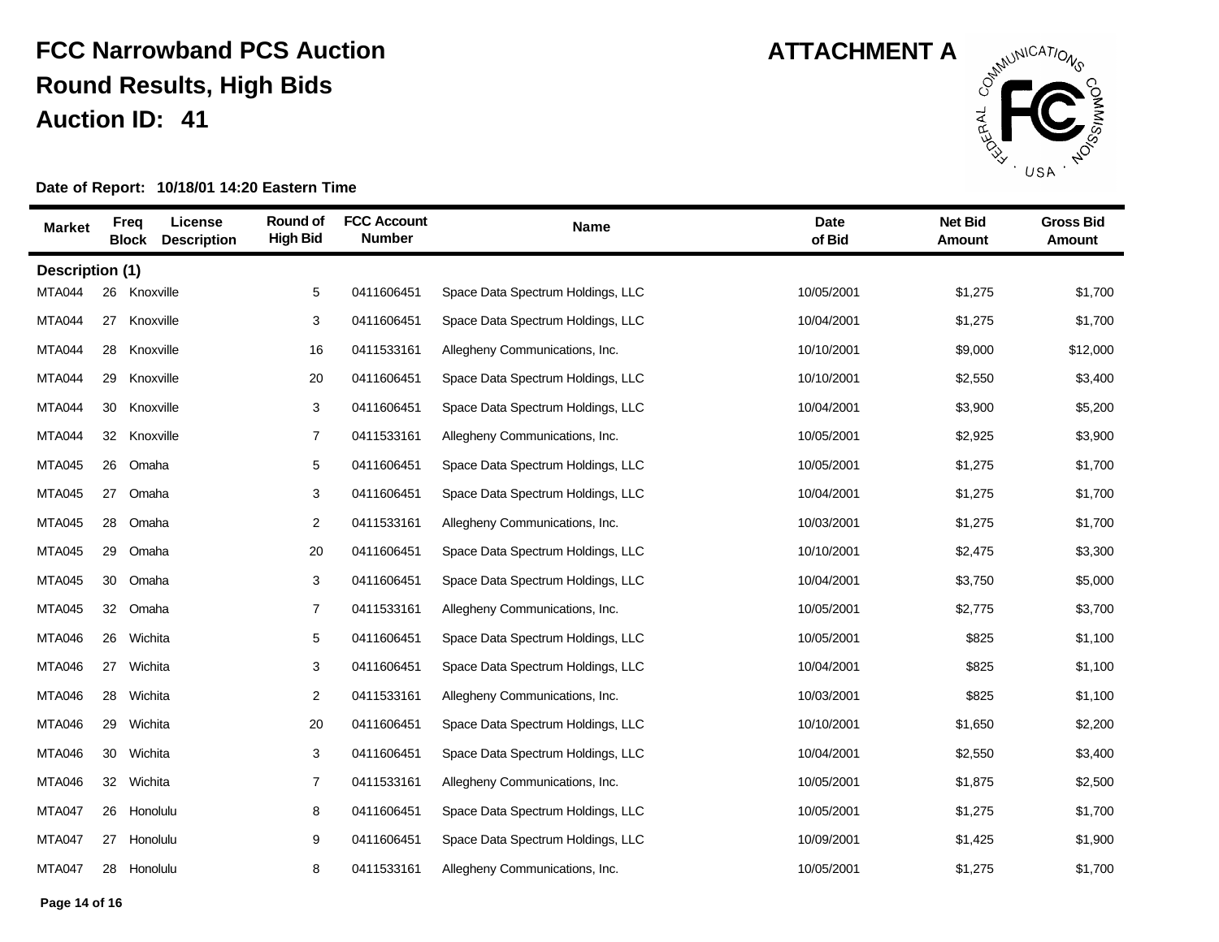# FCC Narrowband PCS Auction

## Round Results, High Bids

## Auction ID: 41

**ATTACHMENT A**

**Date of Report: 10/18/01 14:20 Eastern Time**

| Market | Freq Block | License Description | Round of High Bid | FCC Account Number | Name | Date of Bid | Net Bid Amount | Gross Bid Amount |
|---|---|---|---|---|---|---|---|---|
| **Description (1)** | | | | | | | | |
| MTA044 | 26 | Knoxville | 5 | 0411606451 | Space Data Spectrum Holdings, LLC | 10/05/2001 | $1,275 | $1,700 |
| MTA044 | 27 | Knoxville | 3 | 0411606451 | Space Data Spectrum Holdings, LLC | 10/04/2001 | $1,275 | $1,700 |
| MTA044 | 28 | Knoxville | 16 | 0411533161 | Allegheny Communications, Inc. | 10/10/2001 | $9,000 | $12,000 |
| MTA044 | 29 | Knoxville | 20 | 0411606451 | Space Data Spectrum Holdings, LLC | 10/10/2001 | $2,550 | $3,400 |
| MTA044 | 30 | Knoxville | 3 | 0411606451 | Space Data Spectrum Holdings, LLC | 10/04/2001 | $3,900 | $5,200 |
| MTA044 | 32 | Knoxville | 7 | 0411533161 | Allegheny Communications, Inc. | 10/05/2001 | $2,925 | $3,900 |
| MTA045 | 26 | Omaha | 5 | 0411606451 | Space Data Spectrum Holdings, LLC | 10/05/2001 | $1,275 | $1,700 |
| MTA045 | 27 | Omaha | 3 | 0411606451 | Space Data Spectrum Holdings, LLC | 10/04/2001 | $1,275 | $1,700 |
| MTA045 | 28 | Omaha | 2 | 0411533161 | Allegheny Communications, Inc. | 10/03/2001 | $1,275 | $1,700 |
| MTA045 | 29 | Omaha | 20 | 0411606451 | Space Data Spectrum Holdings, LLC | 10/10/2001 | $2,475 | $3,300 |
| MTA045 | 30 | Omaha | 3 | 0411606451 | Space Data Spectrum Holdings, LLC | 10/04/2001 | $3,750 | $5,000 |
| MTA045 | 32 | Omaha | 7 | 0411533161 | Allegheny Communications, Inc. | 10/05/2001 | $2,775 | $3,700 |
| MTA046 | 26 | Wichita | 5 | 0411606451 | Space Data Spectrum Holdings, LLC | 10/05/2001 | $825 | $1,100 |
| MTA046 | 27 | Wichita | 3 | 0411606451 | Space Data Spectrum Holdings, LLC | 10/04/2001 | $825 | $1,100 |
| MTA046 | 28 | Wichita | 2 | 0411533161 | Allegheny Communications, Inc. | 10/03/2001 | $825 | $1,100 |
| MTA046 | 29 | Wichita | 20 | 0411606451 | Space Data Spectrum Holdings, LLC | 10/10/2001 | $1,650 | $2,200 |
| MTA046 | 30 | Wichita | 3 | 0411606451 | Space Data Spectrum Holdings, LLC | 10/04/2001 | $2,550 | $3,400 |
| MTA046 | 32 | Wichita | 7 | 0411533161 | Allegheny Communications, Inc. | 10/05/2001 | $1,875 | $2,500 |
| MTA047 | 26 | Honolulu | 8 | 0411606451 | Space Data Spectrum Holdings, LLC | 10/05/2001 | $1,275 | $1,700 |
| MTA047 | 27 | Honolulu | 9 | 0411606451 | Space Data Spectrum Holdings, LLC | 10/09/2001 | $1,425 | $1,900 |
| MTA047 | 28 | Honolulu | 8 | 0411533161 | Allegheny Communications, Inc. | 10/05/2001 | $1,275 | $1,700 |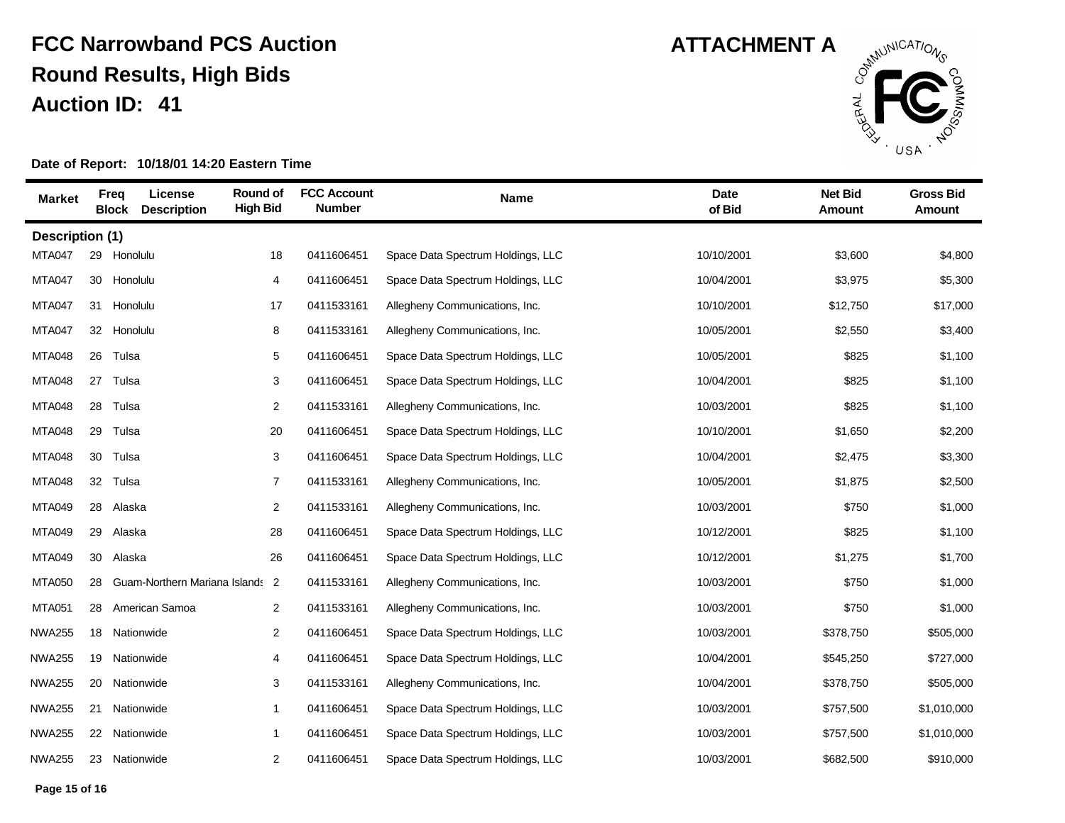# FCC Narrowband PCS Auction

## Round Results, High Bids

## Auction ID: 41

**ATTACHMENT A**

**Date of Report: 10/18/01 14:20 Eastern Time**

| Market | Freq Block | License Description | Round of High Bid | FCC Account Number | Name | Date of Bid | Net Bid Amount | Gross Bid Amount |
|---|---|---|---|---|---|---|---|---|
| **Description (1)** | | | | | | | | |
| MTA047 | 29 | Honolulu | 18 | 0411606451 | Space Data Spectrum Holdings, LLC | 10/10/2001 | $3,600 | $4,800 |
| MTA047 | 30 | Honolulu | 4 | 0411606451 | Space Data Spectrum Holdings, LLC | 10/04/2001 | $3,975 | $5,300 |
| MTA047 | 31 | Honolulu | 17 | 0411533161 | Allegheny Communications, Inc. | 10/10/2001 | $12,750 | $17,000 |
| MTA047 | 32 | Honolulu | 8 | 0411533161 | Allegheny Communications, Inc. | 10/05/2001 | $2,550 | $3,400 |
| MTA048 | 26 | Tulsa | 5 | 0411606451 | Space Data Spectrum Holdings, LLC | 10/05/2001 | $825 | $1,100 |
| MTA048 | 27 | Tulsa | 3 | 0411606451 | Space Data Spectrum Holdings, LLC | 10/04/2001 | $825 | $1,100 |
| MTA048 | 28 | Tulsa | 2 | 0411533161 | Allegheny Communications, Inc. | 10/03/2001 | $825 | $1,100 |
| MTA048 | 29 | Tulsa | 20 | 0411606451 | Space Data Spectrum Holdings, LLC | 10/10/2001 | $1,650 | $2,200 |
| MTA048 | 30 | Tulsa | 3 | 0411606451 | Space Data Spectrum Holdings, LLC | 10/04/2001 | $2,475 | $3,300 |
| MTA048 | 32 | Tulsa | 7 | 0411533161 | Allegheny Communications, Inc. | 10/05/2001 | $1,875 | $2,500 |
| MTA049 | 28 | Alaska | 2 | 0411533161 | Allegheny Communications, Inc. | 10/03/2001 | $750 | $1,000 |
| MTA049 | 29 | Alaska | 28 | 0411606451 | Space Data Spectrum Holdings, LLC | 10/12/2001 | $825 | $1,100 |
| MTA049 | 30 | Alaska | 26 | 0411606451 | Space Data Spectrum Holdings, LLC | 10/12/2001 | $1,275 | $1,700 |
| MTA050 | 28 | Guam-Northern Mariana Islands | 2 | 0411533161 | Allegheny Communications, Inc. | 10/03/2001 | $750 | $1,000 |
| MTA051 | 28 | American Samoa | 2 | 0411533161 | Allegheny Communications, Inc. | 10/03/2001 | $750 | $1,000 |
| NWA255 | 18 | Nationwide | 2 | 0411606451 | Space Data Spectrum Holdings, LLC | 10/03/2001 | $378,750 | $505,000 |
| NWA255 | 19 | Nationwide | 4 | 0411606451 | Space Data Spectrum Holdings, LLC | 10/04/2001 | $545,250 | $727,000 |
| NWA255 | 20 | Nationwide | 3 | 0411533161 | Allegheny Communications, Inc. | 10/04/2001 | $378,750 | $505,000 |
| NWA255 | 21 | Nationwide | 1 | 0411606451 | Space Data Spectrum Holdings, LLC | 10/03/2001 | $757,500 | $1,010,000 |
| NWA255 | 22 | Nationwide | 1 | 0411606451 | Space Data Spectrum Holdings, LLC | 10/03/2001 | $757,500 | $1,010,000 |
| NWA255 | 23 | Nationwide | 2 | 0411606451 | Space Data Spectrum Holdings, LLC | 10/03/2001 | $682,500 | $910,000 |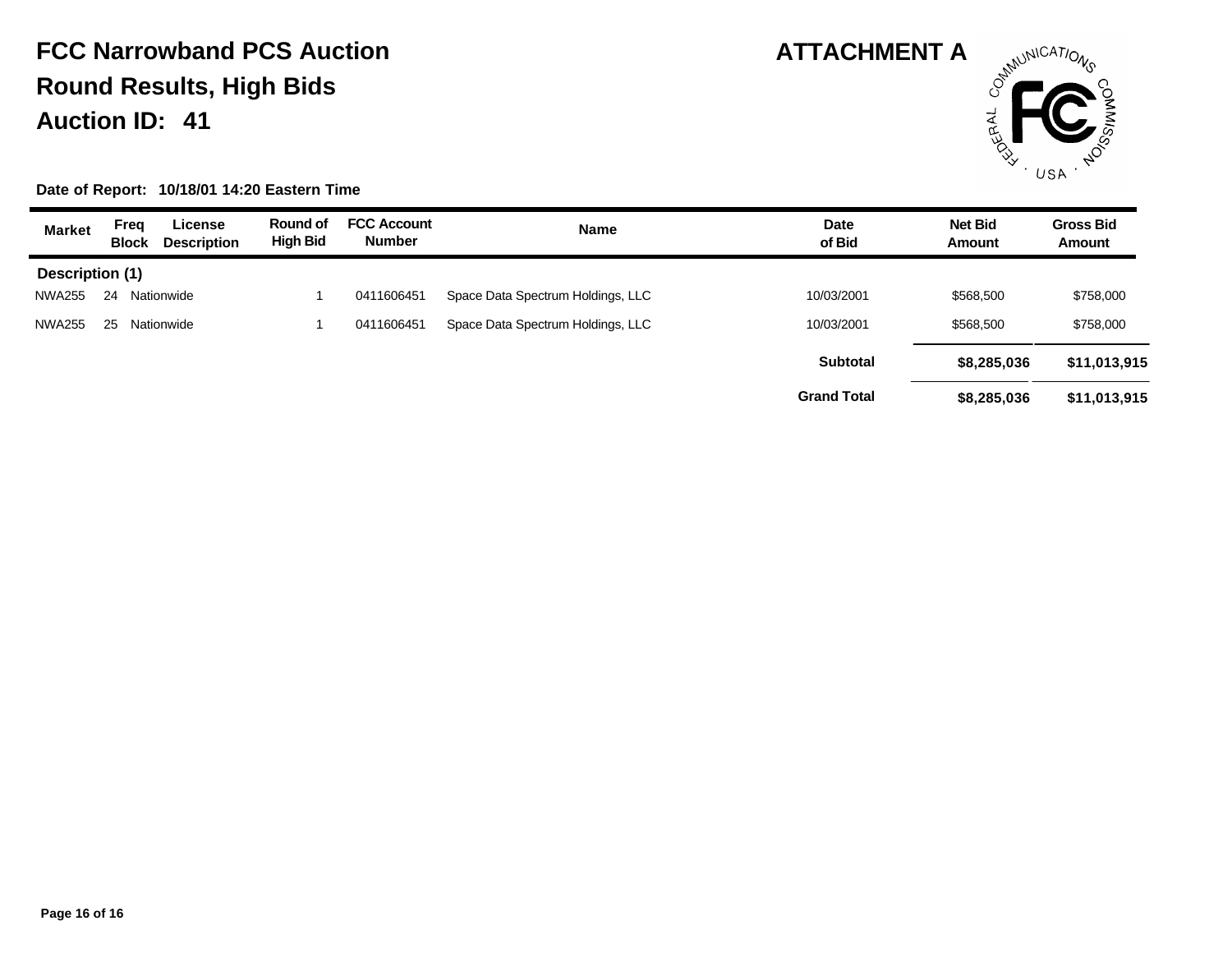# FCC Narrowband PCS Auction
## Round Results, High Bids
## Auction ID: 41

**ATTACHMENT A**

**Date of Report: 10/18/01 14:20 Eastern Time**

| Market | Freq Block | License Description | Round of High Bid | FCC Account Number | Name | Date of Bid | Net Bid Amount | Gross Bid Amount |
|---|---|---|---|---|---|---|---|---|
| **Description (1)** | | | | | | | | |
| NWA255 | 24 | Nationwide | 1 | 0411606451 | Space Data Spectrum Holdings, LLC | 10/03/2001 | $568,500 | $758,000 |
| NWA255 | 25 | Nationwide | 1 | 0411606451 | Space Data Spectrum Holdings, LLC | 10/03/2001 | $568,500 | $758,000 |
| | | | | | | **Subtotal** | **$8,285,036** | **$11,013,915** |
| | | | | | | **Grand Total** | **$8,285,036** | **$11,013,915** |